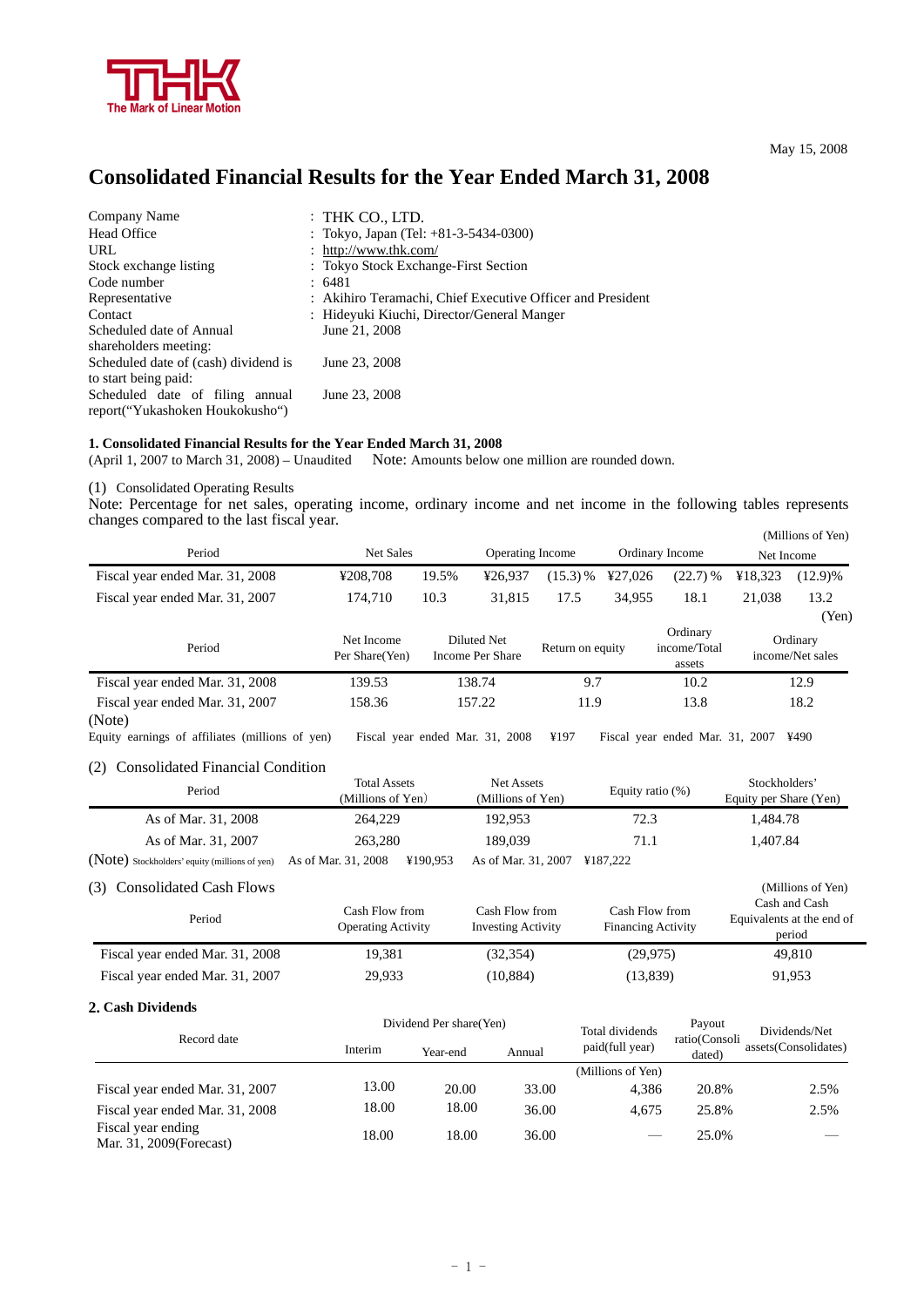THK
The Mark of Linear Motion

May 15, 2008

# Consolidated Financial Results for the Year Ended March 31, 2008

| | |
|---|---|
| Company Name | : THK CO., LTD. |
| Head Office | : Tokyo, Japan (Tel: +81-3-5434-0300) |
| URL | : http://www.thk.com/ |
| Stock exchange listing | : Tokyo Stock Exchange-First Section |
| Code number | : 6481 |
| Representative | : Akihiro Teramachi, Chief Executive Officer and President |
| Contact | : Hideyuki Kiuchi, Director/General Manger |
| Scheduled date of Annual shareholders meeting: | June 21, 2008 |
| Scheduled date of (cash) dividend is to start being paid: | June 23, 2008 |
| Scheduled date of filing annual report("Yukashoken Houkokusho") | June 23, 2008 |

**1. Consolidated Financial Results for the Year Ended March 31, 2008**
(April 1, 2007 to March 31, 2008) – Unaudited Note: Amounts below one million are rounded down.

(1) Consolidated Operating Results
Note: Percentage for net sales, operating income, ordinary income and net income in the following tables represents changes compared to the last fiscal year.

(Millions of Yen)

| Period | Net Sales | | Operating Income | | Ordinary Income | | Net Income | |
|---|---|---|---|---|---|---|---|---|
| Fiscal year ended Mar. 31, 2008 | ¥208,708 | 19.5% | ¥26,937 | (15.3) % | ¥27,026 | (22.7) % | ¥18,323 | (12.9)% |
| Fiscal year ended Mar. 31, 2007 | 174,710 | 10.3 | 31,815 | 17.5 | 34,955 | 18.1 | 21,038 | 13.2 |

(Yen)

| Period | Net Income Per Share(Yen) | Diluted Net Income Per Share | Return on equity | Ordinary income/Total assets | Ordinary income/Net sales |
|---|---|---|---|---|---|
| Fiscal year ended Mar. 31, 2008 | 139.53 | 138.74 | 9.7 | 10.2 | 12.9 |
| Fiscal year ended Mar. 31, 2007 | 158.36 | 157.22 | 11.9 | 13.8 | 18.2 |

(Note)
Equity earnings of affiliates (millions of yen) Fiscal year ended Mar. 31, 2008 ¥197 Fiscal year ended Mar. 31, 2007 ¥490

(2) Consolidated Financial Condition

| Period | Total Assets (Millions of Yen) | Net Assets (Millions of Yen) | Equity ratio (%) | Stockholders' Equity per Share (Yen) |
|---|---|---|---|---|
| As of Mar. 31, 2008 | 264,229 | 192,953 | 72.3 | 1,484.78 |
| As of Mar. 31, 2007 | 263,280 | 189,039 | 71.1 | 1,407.84 |

(Note) Stockholders' equity (millions of yen) As of Mar. 31, 2008 ¥190,953 As of Mar. 31, 2007 ¥187,222

(3) Consolidated Cash Flows

(Millions of Yen)

| Period | Cash Flow from Operating Activity | Cash Flow from Investing Activity | Cash Flow from Financing Activity | Cash and Cash Equivalents at the end of period |
|---|---|---|---|---|
| Fiscal year ended Mar. 31, 2008 | 19,381 | (32,354) | (29,975) | 49,810 |
| Fiscal year ended Mar. 31, 2007 | 29,933 | (10,884) | (13,839) | 91,953 |

**2. Cash Dividends**

| Record date | Dividend Per share(Yen) | | | Total dividends paid(full year) | Payout ratio(Consolidated) | Dividends/Net assets(Consolidates) |
|---|---|---|---|---|---|---|
| | Interim | Year-end | Annual | (Millions of Yen) | | |
| Fiscal year ended Mar. 31, 2007 | 13.00 | 20.00 | 33.00 | 4,386 | 20.8% | 2.5% |
| Fiscal year ended Mar. 31, 2008 | 18.00 | 18.00 | 36.00 | 4,675 | 25.8% | 2.5% |
| Fiscal year ending Mar. 31, 2009(Forecast) | 18.00 | 18.00 | 36.00 | — | 25.0% | — |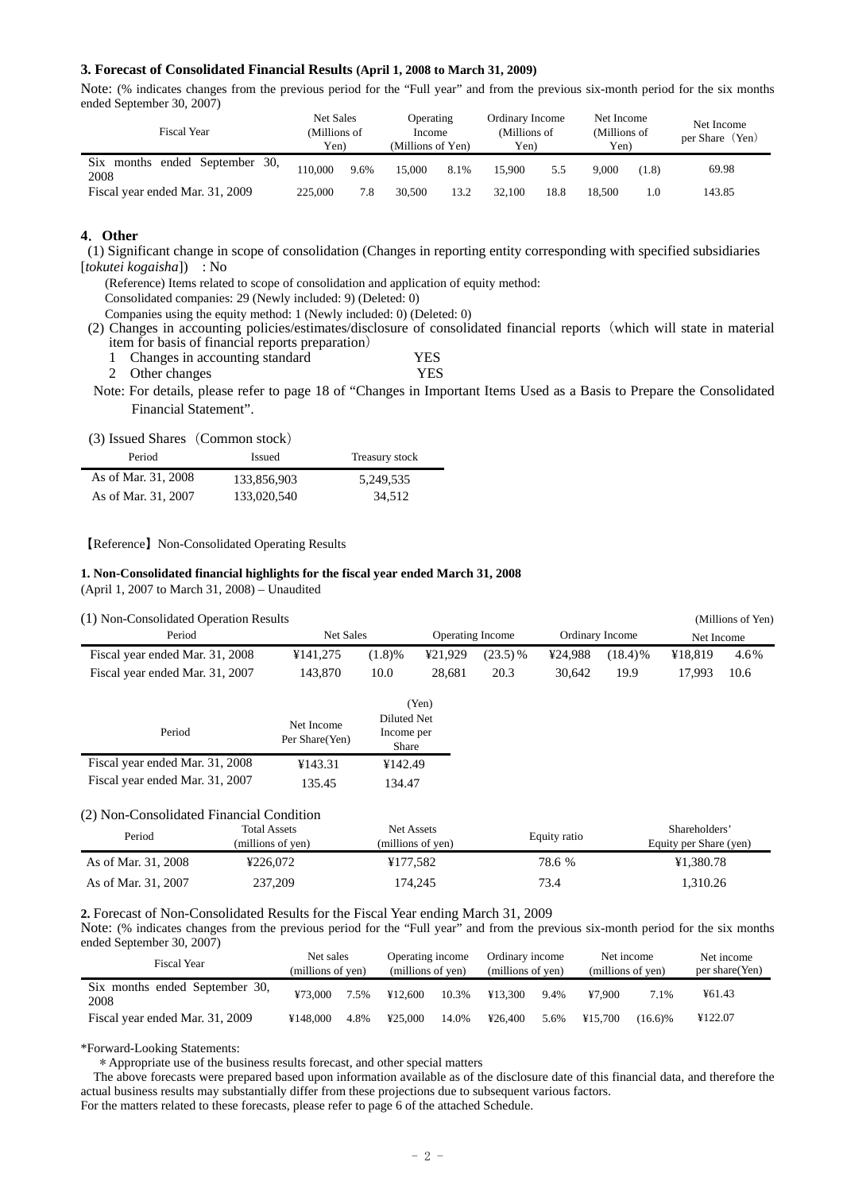### 3. Forecast of Consolidated Financial Results (April 1, 2008 to March 31, 2009)

Note: (% indicates changes from the previous period for the "Full year" and from the previous six-month period for the six months ended September 30, 2007)

| Fiscal Year | Net Sales (Millions of Yen) | | Operating Income (Millions of Yen) | | Ordinary Income (Millions of Yen) | | Net Income (Millions of Yen) | | Net Income per Share（Yen） |
|---|---|---|---|---|---|---|---|---|---|
| Six months ended September 30, 2008 | 110,000 | 9.6% | 15,000 | 8.1% | 15,900 | 5.5 | 9,000 | (1.8) | 69.98 |
| Fiscal year ended Mar. 31, 2009 | 225,000 | 7.8 | 30,500 | 13.2 | 32,100 | 18.8 | 18,500 | 1.0 | 143.85 |

### 4．Other

(1) Significant change in scope of consolidation (Changes in reporting entity corresponding with specified subsidiaries [*tokutei kogaisha*]) : No

(Reference) Items related to scope of consolidation and application of equity method:
Consolidated companies: 29 (Newly included: 9) (Deleted: 0)
Companies using the equity method: 1 (Newly included: 0) (Deleted: 0)

(2) Changes in accounting policies/estimates/disclosure of consolidated financial reports（which will state in material item for basis of financial reports preparation）

1. Changes in accounting standard YES
2. Other changes YES

Note: For details, please refer to page 18 of "Changes in Important Items Used as a Basis to Prepare the Consolidated Financial Statement".

(3) Issued Shares（Common stock）

| Period | Issued | Treasury stock |
|---|---|---|
| As of Mar. 31, 2008 | 133,856,903 | 5,249,535 |
| As of Mar. 31, 2007 | 133,020,540 | 34,512 |

【Reference】Non-Consolidated Operating Results

**1. Non-Consolidated financial highlights for the fiscal year ended March 31, 2008**
(April 1, 2007 to March 31, 2008) – Unaudited

(1) Non-Consolidated Operation Results (Millions of Yen)

| Period | Net Sales | | Operating Income | | Ordinary Income | | Net Income | |
|---|---|---|---|---|---|---|---|---|
| Fiscal year ended Mar. 31, 2008 | ¥141,275 | (1.8)% | ¥21,929 | (23.5)% | ¥24,988 | (18.4)% | ¥18,819 | 4.6% |
| Fiscal year ended Mar. 31, 2007 | 143,870 | 10.0 | 28,681 | 20.3 | 30,642 | 19.9 | 17,993 | 10.6 |

(Yen)

| Period | Net Income Per Share(Yen) | Diluted Net Income per Share |
|---|---|---|
| Fiscal year ended Mar. 31, 2008 | ¥143.31 | ¥142.49 |
| Fiscal year ended Mar. 31, 2007 | 135.45 | 134.47 |

(2) Non-Consolidated Financial Condition

| Period | Total Assets (millions of yen) | Net Assets (millions of yen) | Equity ratio | Shareholders' Equity per Share (yen) |
|---|---|---|---|---|
| As of Mar. 31, 2008 | ¥226,072 | ¥177,582 | 78.6 % | ¥1,380.78 |
| As of Mar. 31, 2007 | 237,209 | 174,245 | 73.4 | 1,310.26 |

**2.** Forecast of Non-Consolidated Results for the Fiscal Year ending March 31, 2009

Note: (% indicates changes from the previous period for the "Full year" and from the previous six-month period for the six months ended September 30, 2007)

| Fiscal Year | Net sales (millions of yen) | | Operating income (millions of yen) | | Ordinary income (millions of yen) | | Net income (millions of yen) | | Net income per share(Yen) |
|---|---|---|---|---|---|---|---|---|---|
| Six months ended September 30, 2008 | ¥73,000 | 7.5% | ¥12,600 | 10.3% | ¥13,300 | 9.4% | ¥7,900 | 7.1% | ¥61.43 |
| Fiscal year ended Mar. 31, 2009 | ¥148,000 | 4.8% | ¥25,000 | 14.0% | ¥26,400 | 5.6% | ¥15,700 | (16.6)% | ¥122.07 |

*Forward-Looking Statements:

＊Appropriate use of the business results forecast, and other special matters

The above forecasts were prepared based upon information available as of the disclosure date of this financial data, and therefore the actual business results may substantially differ from these projections due to subsequent various factors.
For the matters related to these forecasts, please refer to page 6 of the attached Schedule.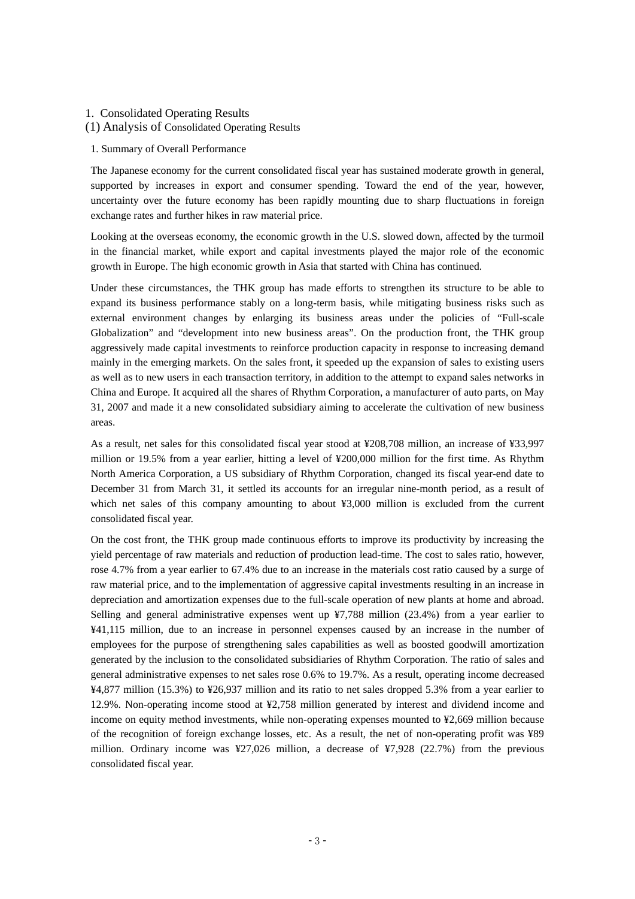## 1. Consolidated Operating Results

### (1) Analysis of Consolidated Operating Results

#### 1. Summary of Overall Performance

The Japanese economy for the current consolidated fiscal year has sustained moderate growth in general, supported by increases in export and consumer spending. Toward the end of the year, however, uncertainty over the future economy has been rapidly mounting due to sharp fluctuations in foreign exchange rates and further hikes in raw material price.

Looking at the overseas economy, the economic growth in the U.S. slowed down, affected by the turmoil in the financial market, while export and capital investments played the major role of the economic growth in Europe. The high economic growth in Asia that started with China has continued.

Under these circumstances, the THK group has made efforts to strengthen its structure to be able to expand its business performance stably on a long-term basis, while mitigating business risks such as external environment changes by enlarging its business areas under the policies of "Full-scale Globalization" and "development into new business areas". On the production front, the THK group aggressively made capital investments to reinforce production capacity in response to increasing demand mainly in the emerging markets. On the sales front, it speeded up the expansion of sales to existing users as well as to new users in each transaction territory, in addition to the attempt to expand sales networks in China and Europe. It acquired all the shares of Rhythm Corporation, a manufacturer of auto parts, on May 31, 2007 and made it a new consolidated subsidiary aiming to accelerate the cultivation of new business areas.

As a result, net sales for this consolidated fiscal year stood at ¥208,708 million, an increase of ¥33,997 million or 19.5% from a year earlier, hitting a level of ¥200,000 million for the first time. As Rhythm North America Corporation, a US subsidiary of Rhythm Corporation, changed its fiscal year-end date to December 31 from March 31, it settled its accounts for an irregular nine-month period, as a result of which net sales of this company amounting to about ¥3,000 million is excluded from the current consolidated fiscal year.

On the cost front, the THK group made continuous efforts to improve its productivity by increasing the yield percentage of raw materials and reduction of production lead-time. The cost to sales ratio, however, rose 4.7% from a year earlier to 67.4% due to an increase in the materials cost ratio caused by a surge of raw material price, and to the implementation of aggressive capital investments resulting in an increase in depreciation and amortization expenses due to the full-scale operation of new plants at home and abroad. Selling and general administrative expenses went up ¥7,788 million (23.4%) from a year earlier to ¥41,115 million, due to an increase in personnel expenses caused by an increase in the number of employees for the purpose of strengthening sales capabilities as well as boosted goodwill amortization generated by the inclusion to the consolidated subsidiaries of Rhythm Corporation. The ratio of sales and general administrative expenses to net sales rose 0.6% to 19.7%. As a result, operating income decreased ¥4,877 million (15.3%) to ¥26,937 million and its ratio to net sales dropped 5.3% from a year earlier to 12.9%. Non-operating income stood at ¥2,758 million generated by interest and dividend income and income on equity method investments, while non-operating expenses mounted to ¥2,669 million because of the recognition of foreign exchange losses, etc. As a result, the net of non-operating profit was ¥89 million. Ordinary income was ¥27,026 million, a decrease of ¥7,928 (22.7%) from the previous consolidated fiscal year.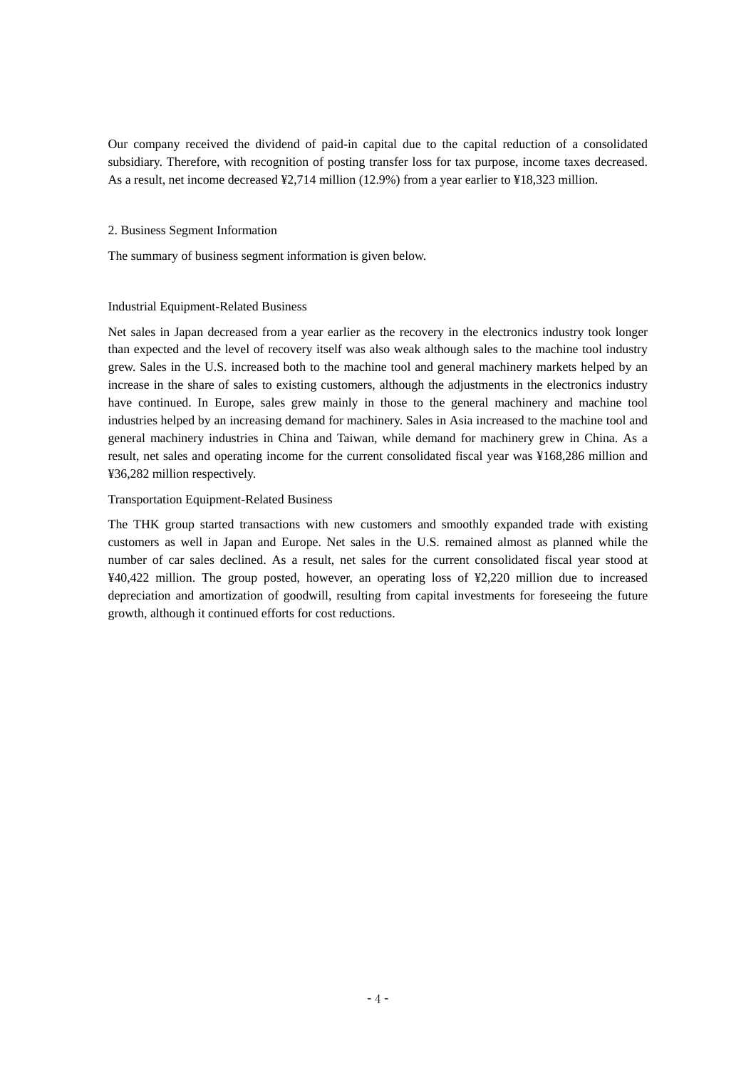Our company received the dividend of paid-in capital due to the capital reduction of a consolidated subsidiary. Therefore, with recognition of posting transfer loss for tax purpose, income taxes decreased. As a result, net income decreased ¥2,714 million (12.9%) from a year earlier to ¥18,323 million.

## 2. Business Segment Information

The summary of business segment information is given below.

### Industrial Equipment-Related Business

Net sales in Japan decreased from a year earlier as the recovery in the electronics industry took longer than expected and the level of recovery itself was also weak although sales to the machine tool industry grew. Sales in the U.S. increased both to the machine tool and general machinery markets helped by an increase in the share of sales to existing customers, although the adjustments in the electronics industry have continued. In Europe, sales grew mainly in those to the general machinery and machine tool industries helped by an increasing demand for machinery. Sales in Asia increased to the machine tool and general machinery industries in China and Taiwan, while demand for machinery grew in China. As a result, net sales and operating income for the current consolidated fiscal year was ¥168,286 million and ¥36,282 million respectively.

### Transportation Equipment-Related Business

The THK group started transactions with new customers and smoothly expanded trade with existing customers as well in Japan and Europe. Net sales in the U.S. remained almost as planned while the number of car sales declined. As a result, net sales for the current consolidated fiscal year stood at ¥40,422 million. The group posted, however, an operating loss of ¥2,220 million due to increased depreciation and amortization of goodwill, resulting from capital investments for foreseeing the future growth, although it continued efforts for cost reductions.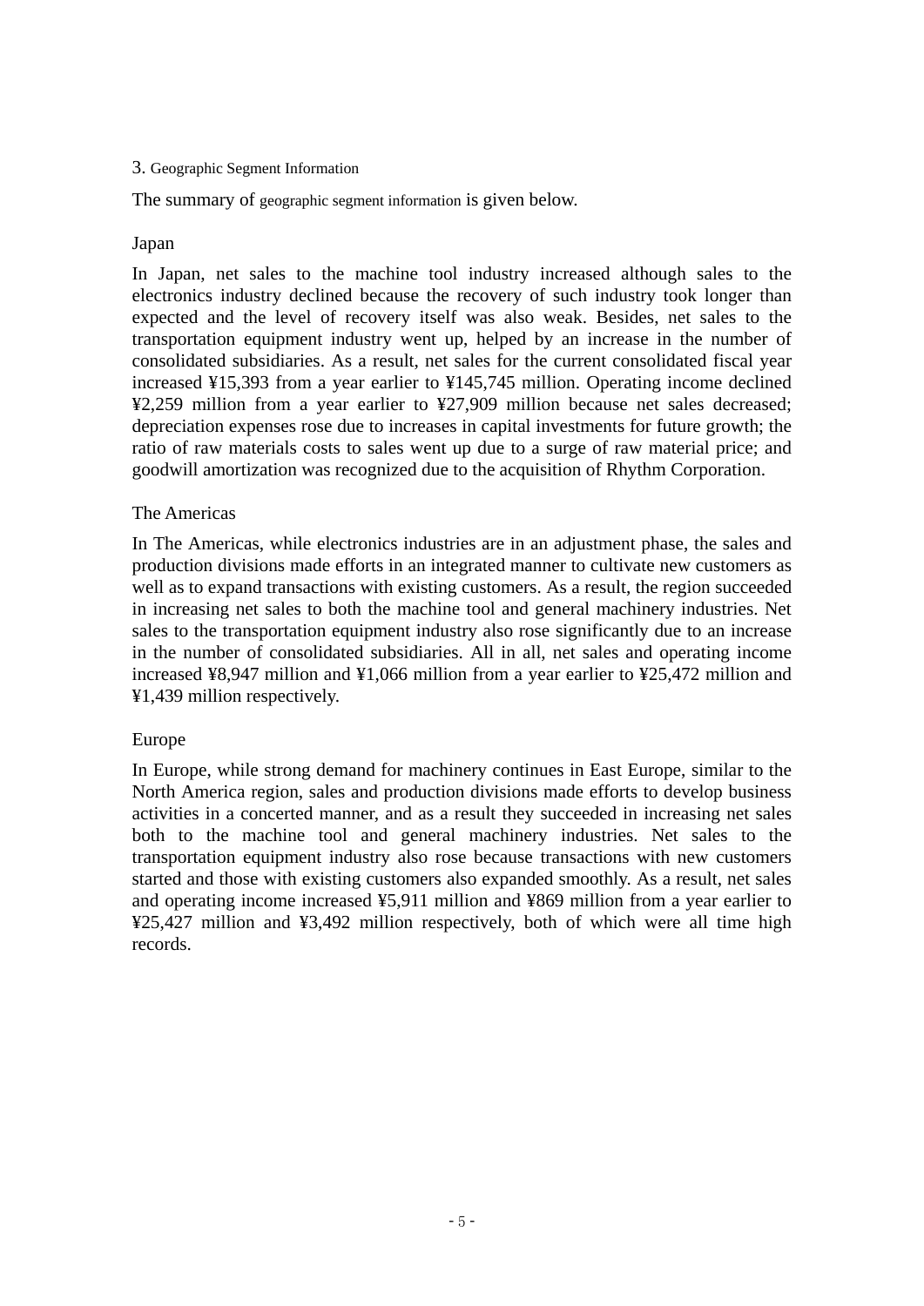## 3. Geographic Segment Information

The summary of geographic segment information is given below.

### Japan

In Japan, net sales to the machine tool industry increased although sales to the electronics industry declined because the recovery of such industry took longer than expected and the level of recovery itself was also weak. Besides, net sales to the transportation equipment industry went up, helped by an increase in the number of consolidated subsidiaries. As a result, net sales for the current consolidated fiscal year increased ¥15,393 from a year earlier to ¥145,745 million. Operating income declined ¥2,259 million from a year earlier to ¥27,909 million because net sales decreased; depreciation expenses rose due to increases in capital investments for future growth; the ratio of raw materials costs to sales went up due to a surge of raw material price; and goodwill amortization was recognized due to the acquisition of Rhythm Corporation.

### The Americas

In The Americas, while electronics industries are in an adjustment phase, the sales and production divisions made efforts in an integrated manner to cultivate new customers as well as to expand transactions with existing customers. As a result, the region succeeded in increasing net sales to both the machine tool and general machinery industries. Net sales to the transportation equipment industry also rose significantly due to an increase in the number of consolidated subsidiaries. All in all, net sales and operating income increased ¥8,947 million and ¥1,066 million from a year earlier to ¥25,472 million and ¥1,439 million respectively.

### Europe

In Europe, while strong demand for machinery continues in East Europe, similar to the North America region, sales and production divisions made efforts to develop business activities in a concerted manner, and as a result they succeeded in increasing net sales both to the machine tool and general machinery industries. Net sales to the transportation equipment industry also rose because transactions with new customers started and those with existing customers also expanded smoothly. As a result, net sales and operating income increased ¥5,911 million and ¥869 million from a year earlier to ¥25,427 million and ¥3,492 million respectively, both of which were all time high records.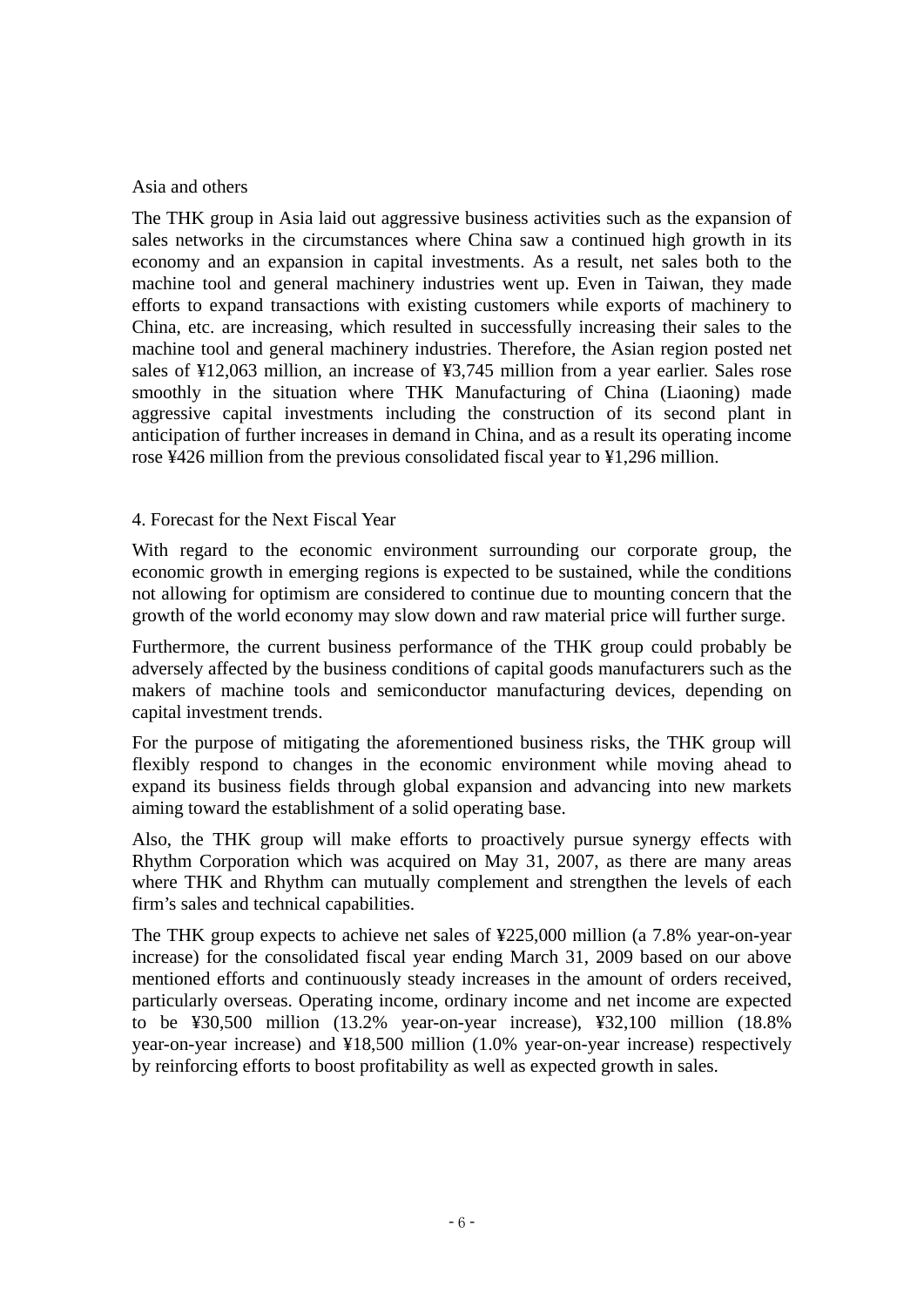Asia and others

The THK group in Asia laid out aggressive business activities such as the expansion of sales networks in the circumstances where China saw a continued high growth in its economy and an expansion in capital investments. As a result, net sales both to the machine tool and general machinery industries went up. Even in Taiwan, they made efforts to expand transactions with existing customers while exports of machinery to China, etc. are increasing, which resulted in successfully increasing their sales to the machine tool and general machinery industries. Therefore, the Asian region posted net sales of ¥12,063 million, an increase of ¥3,745 million from a year earlier. Sales rose smoothly in the situation where THK Manufacturing of China (Liaoning) made aggressive capital investments including the construction of its second plant in anticipation of further increases in demand in China, and as a result its operating income rose ¥426 million from the previous consolidated fiscal year to ¥1,296 million.

4. Forecast for the Next Fiscal Year

With regard to the economic environment surrounding our corporate group, the economic growth in emerging regions is expected to be sustained, while the conditions not allowing for optimism are considered to continue due to mounting concern that the growth of the world economy may slow down and raw material price will further surge.

Furthermore, the current business performance of the THK group could probably be adversely affected by the business conditions of capital goods manufacturers such as the makers of machine tools and semiconductor manufacturing devices, depending on capital investment trends.

For the purpose of mitigating the aforementioned business risks, the THK group will flexibly respond to changes in the economic environment while moving ahead to expand its business fields through global expansion and advancing into new markets aiming toward the establishment of a solid operating base.

Also, the THK group will make efforts to proactively pursue synergy effects with Rhythm Corporation which was acquired on May 31, 2007, as there are many areas where THK and Rhythm can mutually complement and strengthen the levels of each firm's sales and technical capabilities.

The THK group expects to achieve net sales of ¥225,000 million (a 7.8% year-on-year increase) for the consolidated fiscal year ending March 31, 2009 based on our above mentioned efforts and continuously steady increases in the amount of orders received, particularly overseas. Operating income, ordinary income and net income are expected to be ¥30,500 million (13.2% year-on-year increase), ¥32,100 million (18.8% year-on-year increase) and ¥18,500 million (1.0% year-on-year increase) respectively by reinforcing efforts to boost profitability as well as expected growth in sales.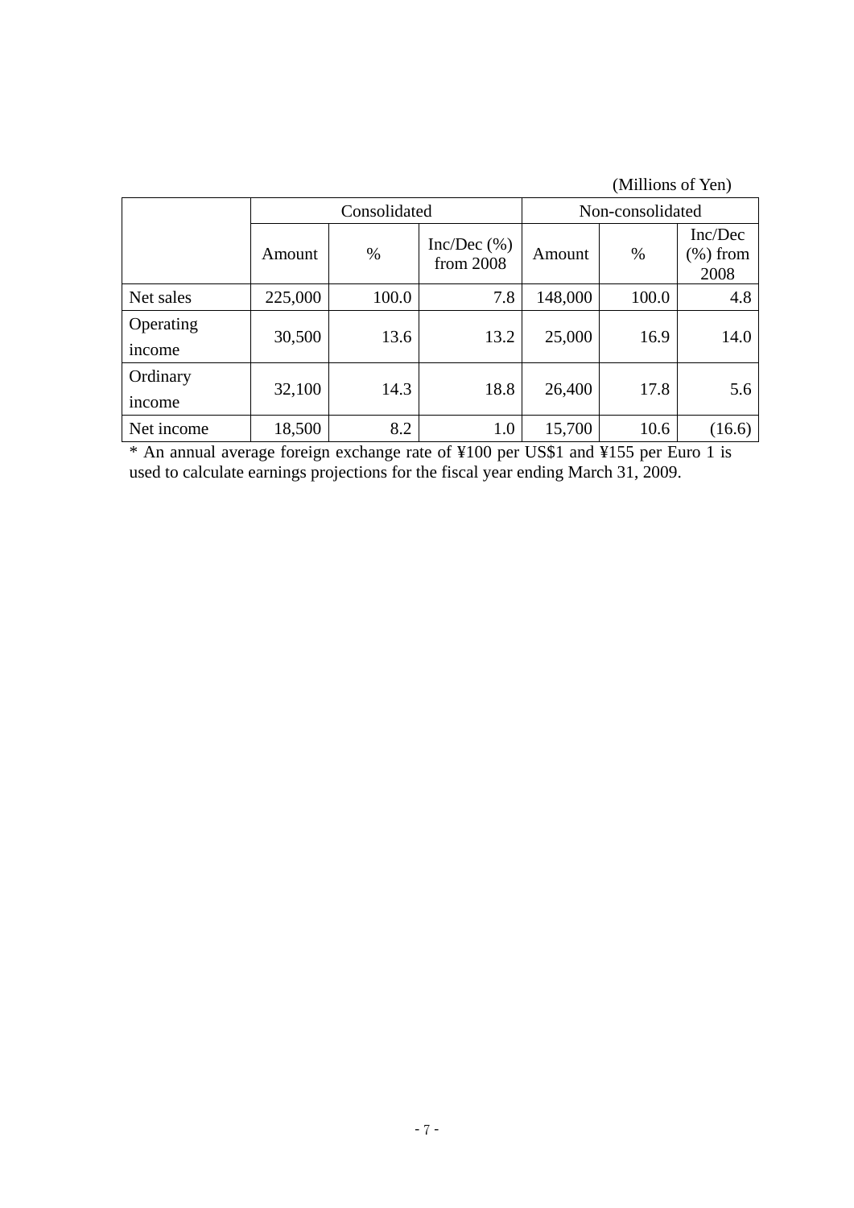(Millions of Yen)

| | Consolidated | | | Non-consolidated | | |
|---|---|---|---|---|---|---|
| | Amount | % | Inc/Dec (%) from 2008 | Amount | % | Inc/Dec (%) from 2008 |
| Net sales | 225,000 | 100.0 | 7.8 | 148,000 | 100.0 | 4.8 |
| Operating income | 30,500 | 13.6 | 13.2 | 25,000 | 16.9 | 14.0 |
| Ordinary income | 32,100 | 14.3 | 18.8 | 26,400 | 17.8 | 5.6 |
| Net income | 18,500 | 8.2 | 1.0 | 15,700 | 10.6 | (16.6) |

* An annual average foreign exchange rate of ¥100 per US$1 and ¥155 per Euro 1 is used to calculate earnings projections for the fiscal year ending March 31, 2009.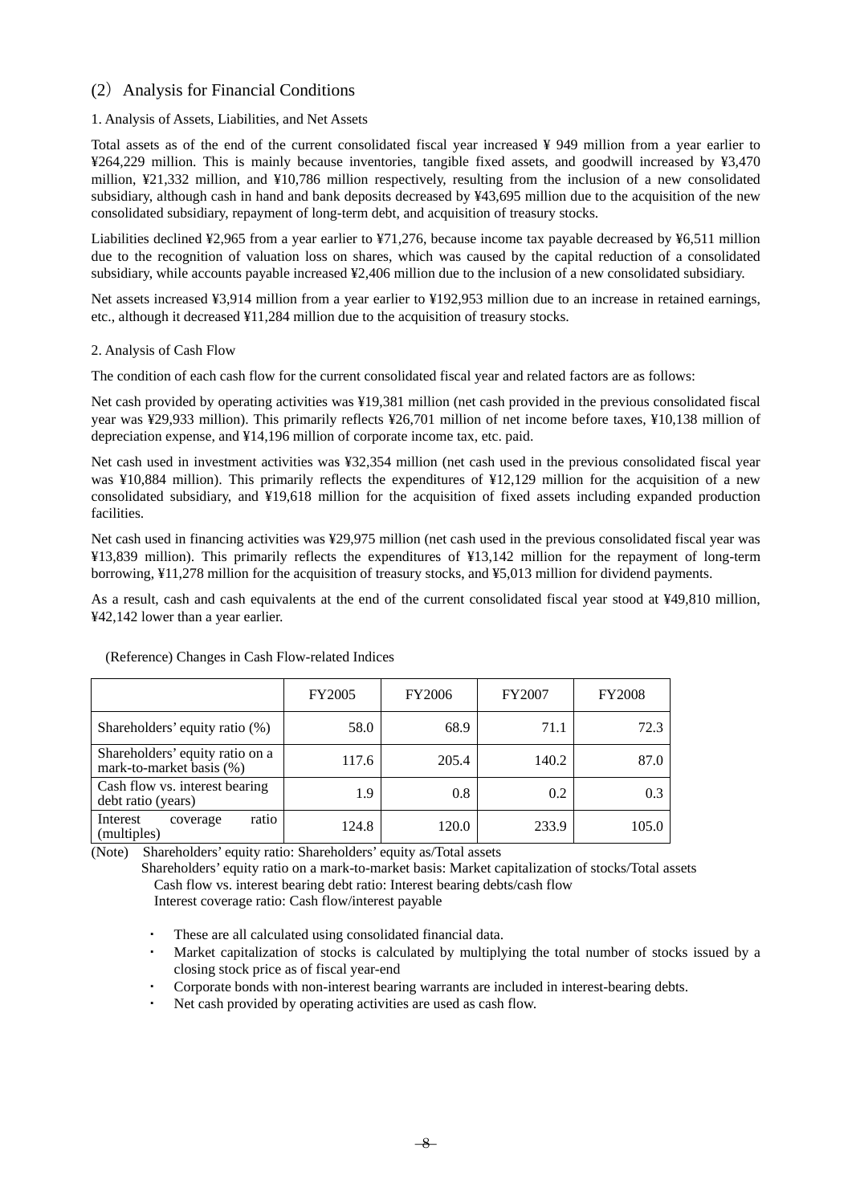## (2) Analysis for Financial Conditions

1. Analysis of Assets, Liabilities, and Net Assets

Total assets as of the end of the current consolidated fiscal year increased ¥ 949 million from a year earlier to ¥264,229 million. This is mainly because inventories, tangible fixed assets, and goodwill increased by ¥3,470 million, ¥21,332 million, and ¥10,786 million respectively, resulting from the inclusion of a new consolidated subsidiary, although cash in hand and bank deposits decreased by ¥43,695 million due to the acquisition of the new consolidated subsidiary, repayment of long-term debt, and acquisition of treasury stocks.

Liabilities declined ¥2,965 from a year earlier to ¥71,276, because income tax payable decreased by ¥6,511 million due to the recognition of valuation loss on shares, which was caused by the capital reduction of a consolidated subsidiary, while accounts payable increased ¥2,406 million due to the inclusion of a new consolidated subsidiary.

Net assets increased ¥3,914 million from a year earlier to ¥192,953 million due to an increase in retained earnings, etc., although it decreased ¥11,284 million due to the acquisition of treasury stocks.

2. Analysis of Cash Flow

The condition of each cash flow for the current consolidated fiscal year and related factors are as follows:

Net cash provided by operating activities was ¥19,381 million (net cash provided in the previous consolidated fiscal year was ¥29,933 million). This primarily reflects ¥26,701 million of net income before taxes, ¥10,138 million of depreciation expense, and ¥14,196 million of corporate income tax, etc. paid.

Net cash used in investment activities was ¥32,354 million (net cash used in the previous consolidated fiscal year was ¥10,884 million). This primarily reflects the expenditures of ¥12,129 million for the acquisition of a new consolidated subsidiary, and ¥19,618 million for the acquisition of fixed assets including expanded production facilities.

Net cash used in financing activities was ¥29,975 million (net cash used in the previous consolidated fiscal year was ¥13,839 million). This primarily reflects the expenditures of ¥13,142 million for the repayment of long-term borrowing, ¥11,278 million for the acquisition of treasury stocks, and ¥5,013 million for dividend payments.

As a result, cash and cash equivalents at the end of the current consolidated fiscal year stood at ¥49,810 million, ¥42,142 lower than a year earlier.

(Reference) Changes in Cash Flow-related Indices

| | FY2005 | FY2006 | FY2007 | FY2008 |
|---|---|---|---|---|
| Shareholders' equity ratio (%) | 58.0 | 68.9 | 71.1 | 72.3 |
| Shareholders' equity ratio on a mark-to-market basis (%) | 117.6 | 205.4 | 140.2 | 87.0 |
| Cash flow vs. interest bearing debt ratio (years) | 1.9 | 0.8 | 0.2 | 0.3 |
| Interest coverage ratio (multiples) | 124.8 | 120.0 | 233.9 | 105.0 |

(Note) Shareholders' equity ratio: Shareholders' equity as/Total assets
Shareholders' equity ratio on a mark-to-market basis: Market capitalization of stocks/Total assets
Cash flow vs. interest bearing debt ratio: Interest bearing debts/cash flow
Interest coverage ratio: Cash flow/interest payable

- These are all calculated using consolidated financial data.
- Market capitalization of stocks is calculated by multiplying the total number of stocks issued by a closing stock price as of fiscal year-end
- Corporate bonds with non-interest bearing warrants are included in interest-bearing debts.
- Net cash provided by operating activities are used as cash flow.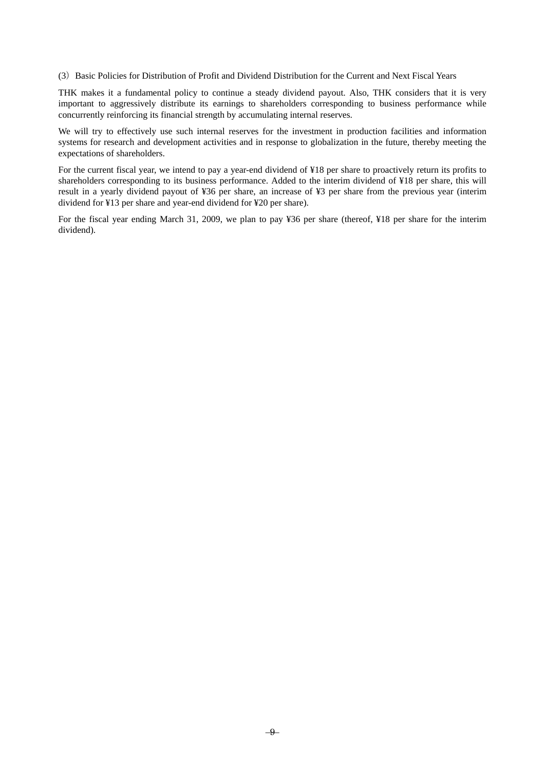### (3) Basic Policies for Distribution of Profit and Dividend Distribution for the Current and Next Fiscal Years

THK makes it a fundamental policy to continue a steady dividend payout. Also, THK considers that it is very important to aggressively distribute its earnings to shareholders corresponding to business performance while concurrently reinforcing its financial strength by accumulating internal reserves.

We will try to effectively use such internal reserves for the investment in production facilities and information systems for research and development activities and in response to globalization in the future, thereby meeting the expectations of shareholders.

For the current fiscal year, we intend to pay a year-end dividend of ¥18 per share to proactively return its profits to shareholders corresponding to its business performance. Added to the interim dividend of ¥18 per share, this will result in a yearly dividend payout of ¥36 per share, an increase of ¥3 per share from the previous year (interim dividend for ¥13 per share and year-end dividend for ¥20 per share).

For the fiscal year ending March 31, 2009, we plan to pay ¥36 per share (thereof, ¥18 per share for the interim dividend).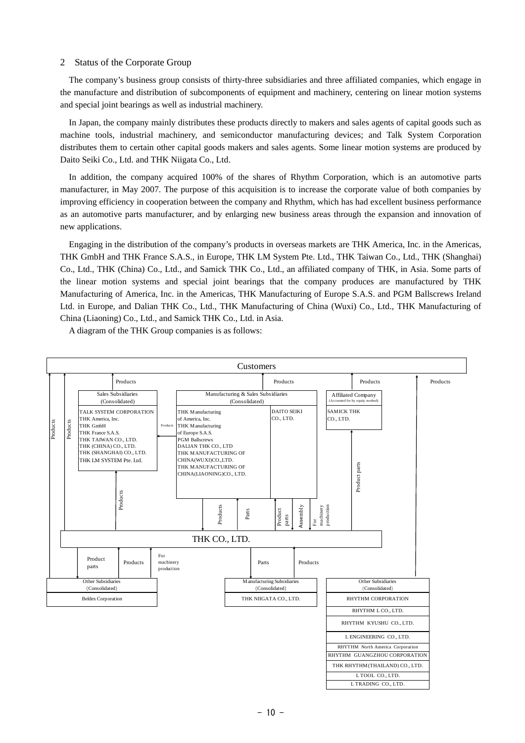## 2 Status of the Corporate Group

The company's business group consists of thirty-three subsidiaries and three affiliated companies, which engage in the manufacture and distribution of subcomponents of equipment and machinery, centering on linear motion systems and special joint bearings as well as industrial machinery.

In Japan, the company mainly distributes these products directly to makers and sales agents of capital goods such as machine tools, industrial machinery, and semiconductor manufacturing devices; and Talk System Corporation distributes them to certain other capital goods makers and sales agents. Some linear motion systems are produced by Daito Seiki Co., Ltd. and THK Niigata Co., Ltd.

In addition, the company acquired 100% of the shares of Rhythm Corporation, which is an automotive parts manufacturer, in May 2007. The purpose of this acquisition is to increase the corporate value of both companies by improving efficiency in cooperation between the company and Rhythm, which has had excellent business performance as an automotive parts manufacturer, and by enlarging new business areas through the expansion and innovation of new applications.

Engaging in the distribution of the company's products in overseas markets are THK America, Inc. in the Americas, THK GmbH and THK France S.A.S., in Europe, THK LM System Pte. Ltd., THK Taiwan Co., Ltd., THK (Shanghai) Co., Ltd., THK (China) Co., Ltd., and Samick THK Co., Ltd., an affiliated company of THK, in Asia. Some parts of the linear motion systems and special joint bearings that the company produces are manufactured by THK Manufacturing of America, Inc. in the Americas, THK Manufacturing of Europe S.A.S. and PGM Ballscrews Ireland Ltd. in Europe, and Dalian THK Co., Ltd., THK Manufacturing of China (Wuxi) Co., Ltd., THK Manufacturing of China (Liaoning) Co., Ltd., and Samick THK Co., Ltd. in Asia.

A diagram of the THK Group companies is as follows:

Customers

Products | Products | Products | Products | Products | Products

**Sales Subsidiaries (Consolidated)**
- TALK SYSTEM CORPORATION
- THK America, Inc.
- THK GmbH
- THK France S.A.S.
- THK TAIWAN CO., LTD.
- THK (CHINA) CO., LTD.
- THK (SHANGHAI) CO., LTD.
- THK LM SYSTEM Pte. Ltd.

Products

**Manufacturing & Sales Subsidiaries (Consolidated)**
- THK Manufacturing of America, Inc.
- THK Manufacturing of Europe S.A.S.
- PGM Ballscrews
- DALIAN THK CO., LTD
- THK MANUFACTURING OF CHINA(WUXI)CO.,LTD.
- THK MANUFACTURING OF CHINA(LIAONING)CO., LTD.
- DAITO SEIKI CO., LTD.

**Affiliated Company (Accounted for by equity method)**
- SAMICK THK CO., LTD.

Products | Products | Parts | Product parts | Assembly | For machinery production | Product parts

**THK CO., LTD.**

Product parts | Products | For machinery production | Parts | Products

**Other Subsidiaries (Consolidated)**
- Beldex Corporation

**Manufacturing Subsidiaries (Consolidated)**
- THK NIIGATA CO., LTD.

**Other Subsidiaries (Consolidated)**
- RHYTHM CORPORATION
- RHYTHM L CO., LTD.
- RHYTHM KYUSHU CO., LTD.
- L ENGINEERING CO., LTD.
- RHYTHM North America Corporation
- RHYTHM GUANGZHOU CORPORATION
- THK RHYTHM(THAILAND) CO., LTD.
- L TOOL CO., LTD.
- L TRADING CO., LTD.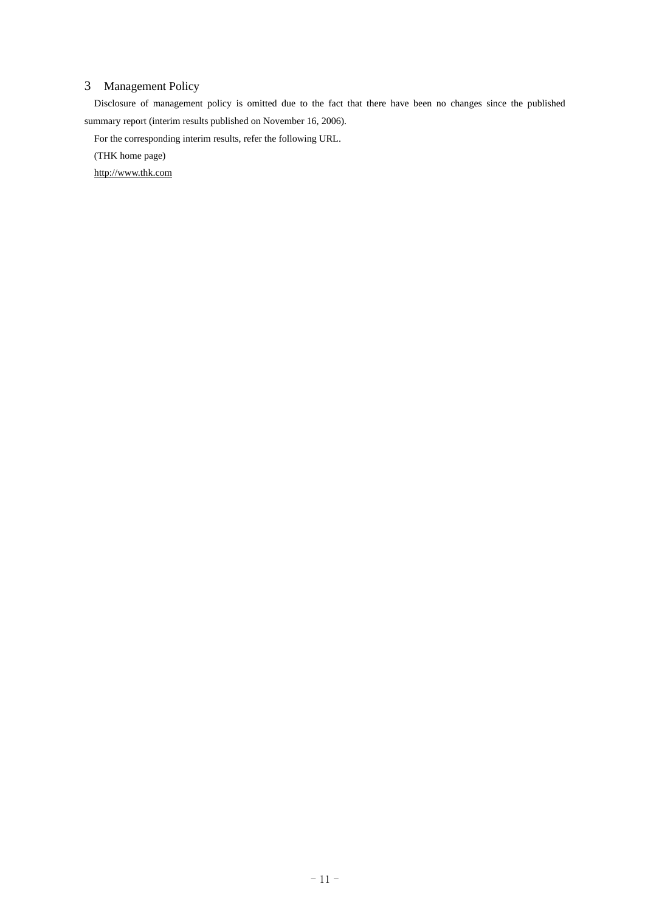## 3 Management Policy

Disclosure of management policy is omitted due to the fact that there have been no changes since the published summary report (interim results published on November 16, 2006).

For the corresponding interim results, refer the following URL.

(THK home page)

http://www.thk.com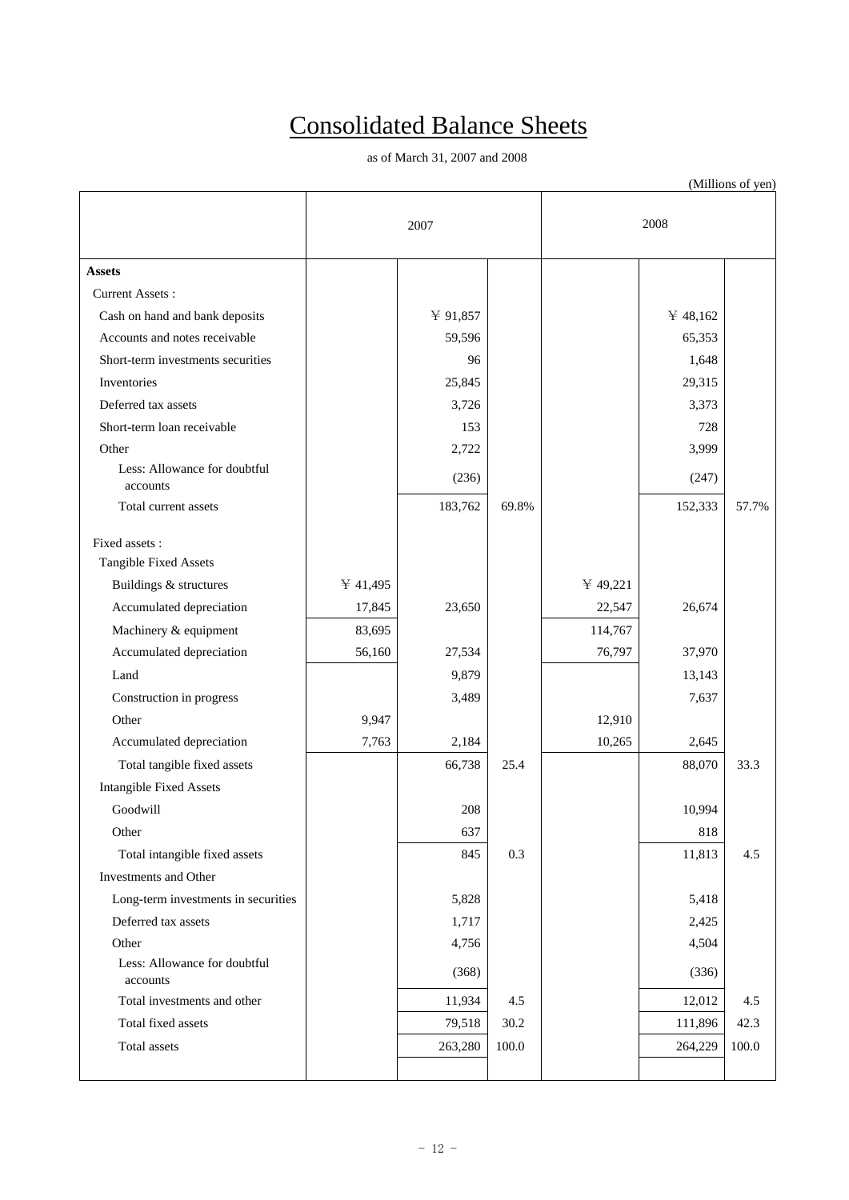# Consolidated Balance Sheets

as of March 31, 2007 and 2008

(Millions of yen)

| | 2007 | | | 2008 | | |
|---|---|---|---|---|---|---|
| **Assets** | | | | | | |
| Current Assets : | | | | | | |
| Cash on hand and bank deposits | | ¥ 91,857 | | | ¥ 48,162 | |
| Accounts and notes receivable | | 59,596 | | | 65,353 | |
| Short-term investments securities | | 96 | | | 1,648 | |
| Inventories | | 25,845 | | | 29,315 | |
| Deferred tax assets | | 3,726 | | | 3,373 | |
| Short-term loan receivable | | 153 | | | 728 | |
| Other | | 2,722 | | | 3,999 | |
| Less: Allowance for doubtful accounts | | (236) | | | (247) | |
| Total current assets | | 183,762 | 69.8% | | 152,333 | 57.7% |
| Fixed assets : | | | | | | |
| Tangible Fixed Assets | | | | | | |
| Buildings & structures | ¥ 41,495 | | | ¥ 49,221 | | |
| Accumulated depreciation | 17,845 | 23,650 | | 22,547 | 26,674 | |
| Machinery & equipment | 83,695 | | | 114,767 | | |
| Accumulated depreciation | 56,160 | 27,534 | | 76,797 | 37,970 | |
| Land | | 9,879 | | | 13,143 | |
| Construction in progress | | 3,489 | | | 7,637 | |
| Other | 9,947 | | | 12,910 | | |
| Accumulated depreciation | 7,763 | 2,184 | | 10,265 | 2,645 | |
| Total tangible fixed assets | | 66,738 | 25.4 | | 88,070 | 33.3 |
| Intangible Fixed Assets | | | | | | |
| Goodwill | | 208 | | | 10,994 | |
| Other | | 637 | | | 818 | |
| Total intangible fixed assets | | 845 | 0.3 | | 11,813 | 4.5 |
| Investments and Other | | | | | | |
| Long-term investments in securities | | 5,828 | | | 5,418 | |
| Deferred tax assets | | 1,717 | | | 2,425 | |
| Other | | 4,756 | | | 4,504 | |
| Less: Allowance for doubtful accounts | | (368) | | | (336) | |
| Total investments and other | | 11,934 | 4.5 | | 12,012 | 4.5 |
| Total fixed assets | | 79,518 | 30.2 | | 111,896 | 42.3 |
| Total assets | | 263,280 | 100.0 | | 264,229 | 100.0 |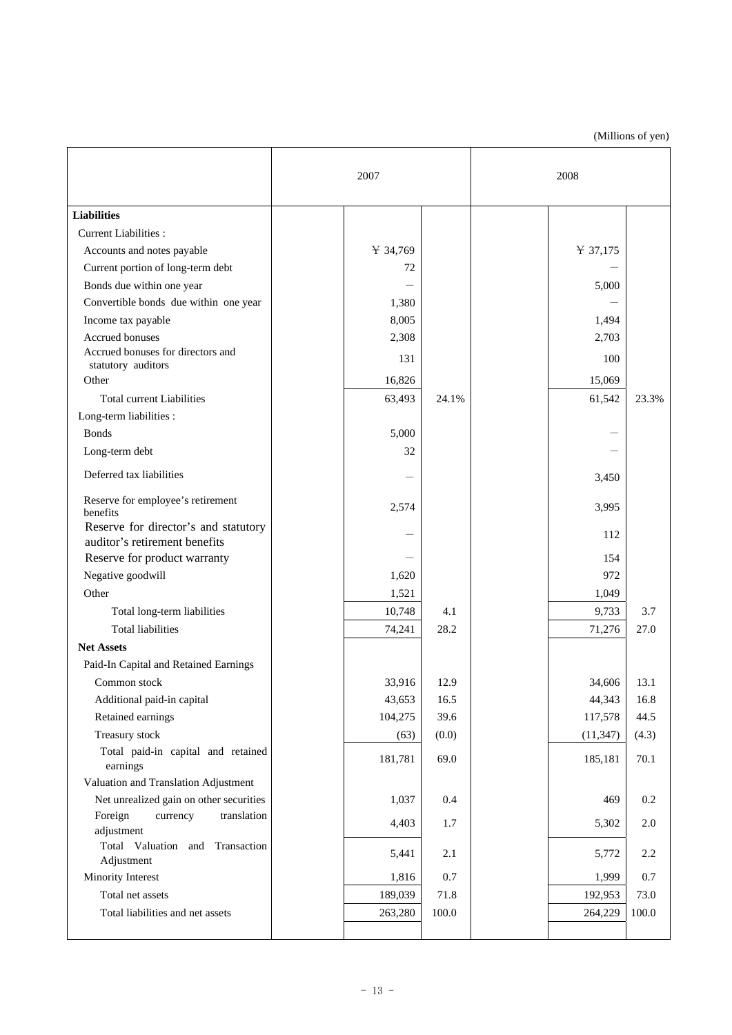(Millions of yen)

| | 2007 | | 2008 | |
|---|---|---|---|---|
| **Liabilities** | | | | |
| Current Liabilities : | | | | |
| Accounts and notes payable | ¥ 34,769 | | ¥ 37,175 | |
| Current portion of long-term debt | 72 | | — | |
| Bonds due within one year | — | | 5,000 | |
| Convertible bonds due within one year | 1,380 | | — | |
| Income tax payable | 8,005 | | 1,494 | |
| Accrued bonuses | 2,308 | | 2,703 | |
| Accrued bonuses for directors and statutory auditors | 131 | | 100 | |
| Other | 16,826 | | 15,069 | |
| Total current Liabilities | 63,493 | 24.1% | 61,542 | 23.3% |
| Long-term liabilities : | | | | |
| Bonds | 5,000 | | — | |
| Long-term debt | 32 | | — | |
| Deferred tax liabilities | — | | 3,450 | |
| Reserve for employee's retirement benefits | 2,574 | | 3,995 | |
| Reserve for director's and statutory auditor's retirement benefits | — | | 112 | |
| Reserve for product warranty | — | | 154 | |
| Negative goodwill | 1,620 | | 972 | |
| Other | 1,521 | | 1,049 | |
| Total long-term liabilities | 10,748 | 4.1 | 9,733 | 3.7 |
| Total liabilities | 74,241 | 28.2 | 71,276 | 27.0 |
| **Net Assets** | | | | |
| Paid-In Capital and Retained Earnings | | | | |
| Common stock | 33,916 | 12.9 | 34,606 | 13.1 |
| Additional paid-in capital | 43,653 | 16.5 | 44,343 | 16.8 |
| Retained earnings | 104,275 | 39.6 | 117,578 | 44.5 |
| Treasury stock | (63) | (0.0) | (11,347) | (4.3) |
| Total paid-in capital and retained earnings | 181,781 | 69.0 | 185,181 | 70.1 |
| Valuation and Translation Adjustment | | | | |
| Net unrealized gain on other securities | 1,037 | 0.4 | 469 | 0.2 |
| Foreign currency translation adjustment | 4,403 | 1.7 | 5,302 | 2.0 |
| Total Valuation and Transaction Adjustment | 5,441 | 2.1 | 5,772 | 2.2 |
| Minority Interest | 1,816 | 0.7 | 1,999 | 0.7 |
| Total net assets | 189,039 | 71.8 | 192,953 | 73.0 |
| Total liabilities and net assets | 263,280 | 100.0 | 264,229 | 100.0 |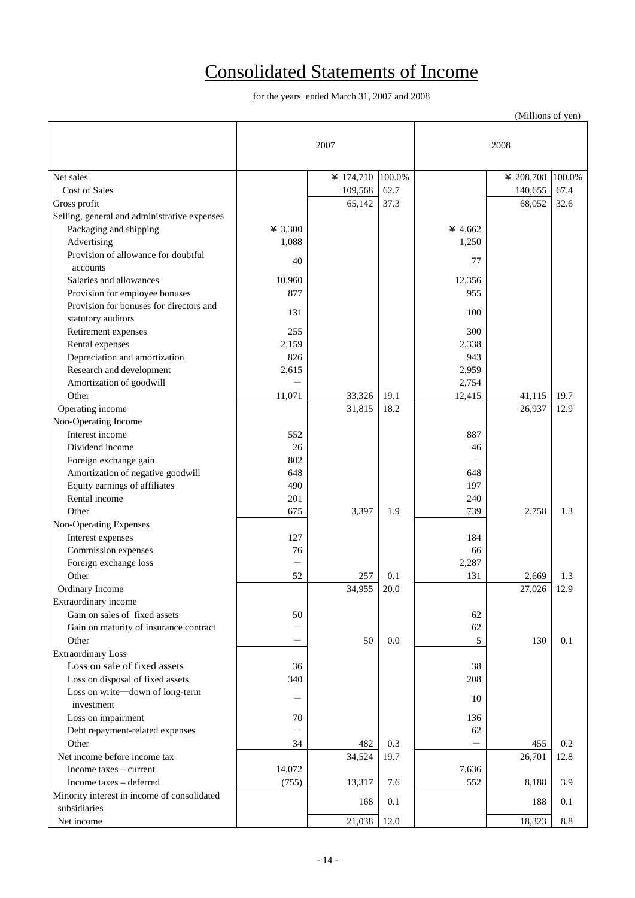# Consolidated Statements of Income

for the years ended March 31, 2007 and 2008

(Millions of yen)

| | 2007 | | | 2008 | | |
|---|---|---|---|---|---|---|
| Net sales | | ¥ 174,710 | 100.0% | | ¥ 208,708 | 100.0% |
| Cost of Sales | | 109,568 | 62.7 | | 140,655 | 67.4 |
| Gross profit | | 65,142 | 37.3 | | 68,052 | 32.6 |
| Selling, general and administrative expenses | | | | | | |
| Packaging and shipping | ¥ 3,300 | | | ¥ 4,662 | | |
| Advertising | 1,088 | | | 1,250 | | |
| Provision of allowance for doubtful accounts | 40 | | | 77 | | |
| Salaries and allowances | 10,960 | | | 12,356 | | |
| Provision for employee bonuses | 877 | | | 955 | | |
| Provision for bonuses for directors and statutory auditors | 131 | | | 100 | | |
| Retirement expenses | 255 | | | 300 | | |
| Rental expenses | 2,159 | | | 2,338 | | |
| Depreciation and amortization | 826 | | | 943 | | |
| Research and development | 2,615 | | | 2,959 | | |
| Amortization of goodwill | ― | | | 2,754 | | |
| Other | 11,071 | 33,326 | 19.1 | 12,415 | 41,115 | 19.7 |
| Operating income | | 31,815 | 18.2 | | 26,937 | 12.9 |
| Non-Operating Income | | | | | | |
| Interest income | 552 | | | 887 | | |
| Dividend income | 26 | | | 46 | | |
| Foreign exchange gain | 802 | | | ― | | |
| Amortization of negative goodwill | 648 | | | 648 | | |
| Equity earnings of affiliates | 490 | | | 197 | | |
| Rental income | 201 | | | 240 | | |
| Other | 675 | 3,397 | 1.9 | 739 | 2,758 | 1.3 |
| Non-Operating Expenses | | | | | | |
| Interest expenses | 127 | | | 184 | | |
| Commission expenses | 76 | | | 66 | | |
| Foreign exchange loss | ― | | | 2,287 | | |
| Other | 52 | 257 | 0.1 | 131 | 2,669 | 1.3 |
| Ordinary Income | | 34,955 | 20.0 | | 27,026 | 12.9 |
| Extraordinary income | | | | | | |
| Gain on sales of fixed assets | 50 | | | 62 | | |
| Gain on maturity of insurance contract | ― | | | 62 | | |
| Other | ― | 50 | 0.0 | 5 | 130 | 0.1 |
| Extraordinary Loss | | | | | | |
| Loss on sale of fixed assets | 36 | | | 38 | | |
| Loss on disposal of fixed assets | 340 | | | 208 | | |
| Loss on write―down of long-term investment | ― | | | 10 | | |
| Loss on impairment | 70 | | | 136 | | |
| Debt repayment-related expenses | ― | | | 62 | | |
| Other | 34 | 482 | 0.3 | ― | 455 | 0.2 |
| Net income before income tax | | 34,524 | 19.7 | | 26,701 | 12.8 |
| Income taxes – current | 14,072 | | | 7,636 | | |
| Income taxes – deferred | (755) | 13,317 | 7.6 | 552 | 8,188 | 3.9 |
| Minority interest in income of consolidated subsidiaries | | 168 | 0.1 | | 188 | 0.1 |
| Net income | | 21,038 | 12.0 | | 18,323 | 8.8 |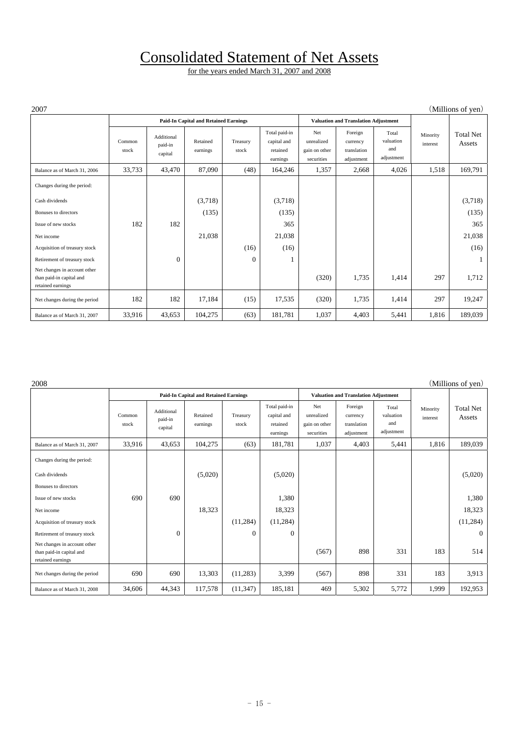# Consolidated Statement of Net Assets

for the years ended March 31, 2007 and 2008

2007 (Millions of yen)

| | Paid-In Capital and Retained Earnings | | | | | Valuation and Translation Adjustment | | | | |
|---|---|---|---|---|---|---|---|---|---|---|
| | Common stock | Additional paid-in capital | Retained earnings | Treasury stock | Total paid-in capital and retained earnings | Net unrealized gain on other securities | Foreign currency translation adjustment | Total valuation and adjustment | Minority interest | Total Net Assets |
| Balance as of March 31, 2006 | 33,733 | 43,470 | 87,090 | (48) | 164,246 | 1,357 | 2,668 | 4,026 | 1,518 | 169,791 |
| Changes during the period: | | | | | | | | | | |
| Cash dividends | | | (3,718) | | (3,718) | | | | | (3,718) |
| Bonuses to directors | | | (135) | | (135) | | | | | (135) |
| Issue of new stocks | 182 | 182 | | | 365 | | | | | 365 |
| Net income | | | 21,038 | | 21,038 | | | | | 21,038 |
| Acquisition of treasury stock | | | | (16) | (16) | | | | | (16) |
| Retirement of treasury stock | | 0 | | 0 | 1 | | | | | 1 |
| Net changes in account other than paid-in capital and retained earnings | | | | | | (320) | 1,735 | 1,414 | 297 | 1,712 |
| Net changes during the period | 182 | 182 | 17,184 | (15) | 17,535 | (320) | 1,735 | 1,414 | 297 | 19,247 |
| Balance as of March 31, 2007 | 33,916 | 43,653 | 104,275 | (63) | 181,781 | 1,037 | 4,403 | 5,441 | 1,816 | 189,039 |

2008 (Millions of yen)

| | Paid-In Capital and Retained Earnings | | | | | Valuation and Translation Adjustment | | | | |
|---|---|---|---|---|---|---|---|---|---|---|
| | Common stock | Additional paid-in capital | Retained earnings | Treasury stock | Total paid-in capital and retained earnings | Net unrealized gain on other securities | Foreign currency translation adjustment | Total valuation and adjustment | Minority interest | Total Net Assets |
| Balance as of March 31, 2007 | 33,916 | 43,653 | 104,275 | (63) | 181,781 | 1,037 | 4,403 | 5,441 | 1,816 | 189,039 |
| Changes during the period: | | | | | | | | | | |
| Cash dividends | | | (5,020) | | (5,020) | | | | | (5,020) |
| Bonuses to directors | | | | | | | | | | |
| Issue of new stocks | 690 | 690 | | | 1,380 | | | | | 1,380 |
| Net income | | | 18,323 | | 18,323 | | | | | 18,323 |
| Acquisition of treasury stock | | | | (11,284) | (11,284) | | | | | (11,284) |
| Retirement of treasury stock | | 0 | | 0 | 0 | | | | | 0 |
| Net changes in account other than paid-in capital and retained earnings | | | | | | (567) | 898 | 331 | 183 | 514 |
| Net changes during the period | 690 | 690 | 13,303 | (11,283) | 3,399 | (567) | 898 | 331 | 183 | 3,913 |
| Balance as of March 31, 2008 | 34,606 | 44,343 | 117,578 | (11,347) | 185,181 | 469 | 5,302 | 5,772 | 1,999 | 192,953 |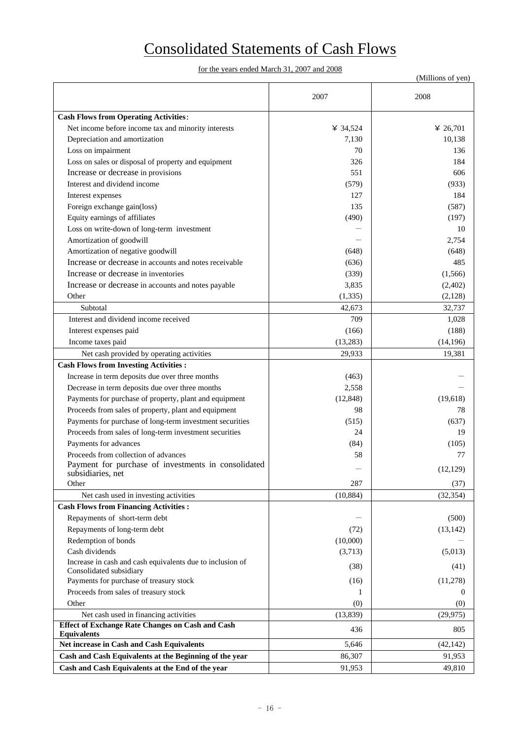# Consolidated Statements of Cash Flows

for the years ended March 31, 2007 and 2008

(Millions of yen)

| | 2007 | 2008 |
|---|---|---|
| **Cash Flows from Operating Activities:** | | |
| Net income before income tax and minority interests | ¥ 34,524 | ¥ 26,701 |
| Depreciation and amortization | 7,130 | 10,138 |
| Loss on impairment | 70 | 136 |
| Loss on sales or disposal of property and equipment | 326 | 184 |
| Increase or decrease in provisions | 551 | 606 |
| Interest and dividend income | (579) | (933) |
| Interest expenses | 127 | 184 |
| Foreign exchange gain(loss) | 135 | (587) |
| Equity earnings of affiliates | (490) | (197) |
| Loss on write-down of long-term investment | — | 10 |
| Amortization of goodwill | — | 2,754 |
| Amortization of negative goodwill | (648) | (648) |
| Increase or decrease in accounts and notes receivable | (636) | 485 |
| Increase or decrease in inventories | (339) | (1,566) |
| Increase or decrease in accounts and notes payable | 3,835 | (2,402) |
| Other | (1,335) | (2,128) |
| Subtotal | 42,673 | 32,737 |
| Interest and dividend income received | 709 | 1,028 |
| Interest expenses paid | (166) | (188) |
| Income taxes paid | (13,283) | (14,196) |
| Net cash provided by operating activities | 29,933 | 19,381 |
| **Cash Flows from Investing Activities :** | | |
| Increase in term deposits due over three months | (463) | — |
| Decrease in term deposits due over three months | 2,558 | — |
| Payments for purchase of property, plant and equipment | (12,848) | (19,618) |
| Proceeds from sales of property, plant and equipment | 98 | 78 |
| Payments for purchase of long-term investment securities | (515) | (637) |
| Proceeds from sales of long-term investment securities | 24 | 19 |
| Payments for advances | (84) | (105) |
| Proceeds from collection of advances | 58 | 77 |
| Payment for purchase of investments in consolidated subsidiaries, net | — | (12,129) |
| Other | 287 | (37) |
| Net cash used in investing activities | (10,884) | (32,354) |
| **Cash Flows from Financing Activities :** | | |
| Repayments of short-term debt | — | (500) |
| Repayments of long-term debt | (72) | (13,142) |
| Redemption of bonds | (10,000) | — |
| Cash dividends | (3,713) | (5,013) |
| Increase in cash and cash equivalents due to inclusion of Consolidated subsidiary | (38) | (41) |
| Payments for purchase of treasury stock | (16) | (11,278) |
| Proceeds from sales of treasury stock | 1 | 0 |
| Other | (0) | (0) |
| Net cash used in financing activities | (13,839) | (29,975) |
| **Effect of Exchange Rate Changes on Cash and Cash Equivalents** | 436 | 805 |
| **Net increase in Cash and Cash Equivalents** | 5,646 | (42,142) |
| **Cash and Cash Equivalents at the Beginning of the year** | 86,307 | 91,953 |
| **Cash and Cash Equivalents at the End of the year** | 91,953 | 49,810 |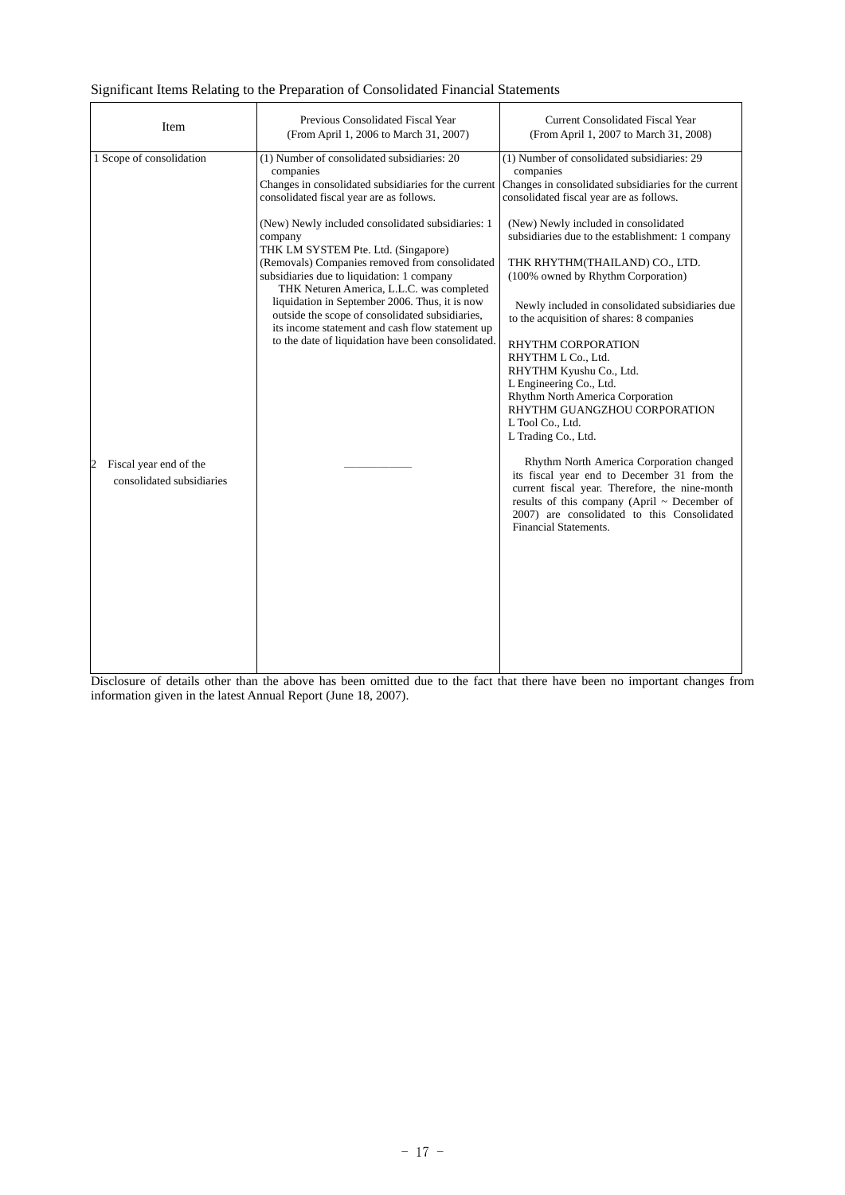Significant Items Relating to the Preparation of Consolidated Financial Statements

| Item | Previous Consolidated Fiscal Year (From April 1, 2006 to March 31, 2007) | Current Consolidated Fiscal Year (From April 1, 2007 to March 31, 2008) |
| --- | --- | --- |
| 1 Scope of consolidation | (1) Number of consolidated subsidiaries: 20 companies<br>Changes in consolidated subsidiaries for the current consolidated fiscal year are as follows.<br><br>(New) Newly included consolidated subsidiaries: 1 company<br>THK LM SYSTEM Pte. Ltd. (Singapore)<br>(Removals) Companies removed from consolidated subsidiaries due to liquidation: 1 company<br>THK Neturen America, L.L.C. was completed liquidation in September 2006. Thus, it is now outside the scope of consolidated subsidiaries, its income statement and cash flow statement up to the date of liquidation have been consolidated. | (1) Number of consolidated subsidiaries: 29 companies<br>Changes in consolidated subsidiaries for the current consolidated fiscal year are as follows.<br><br>(New) Newly included in consolidated subsidiaries due to the establishment: 1 company<br><br>THK RHYTHM(THAILAND) CO., LTD.<br>(100% owned by Rhythm Corporation)<br><br>Newly included in consolidated subsidiaries due to the acquisition of shares: 8 companies<br><br>RHYTHM CORPORATION<br>RHYTHM L Co., Ltd.<br>RHYTHM Kyushu Co., Ltd.<br>L Engineering Co., Ltd.<br>Rhythm North America Corporation<br>RHYTHM GUANGZHOU CORPORATION<br>L Tool Co., Ltd.<br>L Trading Co., Ltd. |
| 2 Fiscal year end of the consolidated subsidiaries | ――――― | Rhythm North America Corporation changed its fiscal year end to December 31 from the current fiscal year. Therefore, the nine-month results of this company (April ~ December of 2007) are consolidated to this Consolidated Financial Statements. |

Disclosure of details other than the above has been omitted due to the fact that there have been no important changes from information given in the latest Annual Report (June 18, 2007).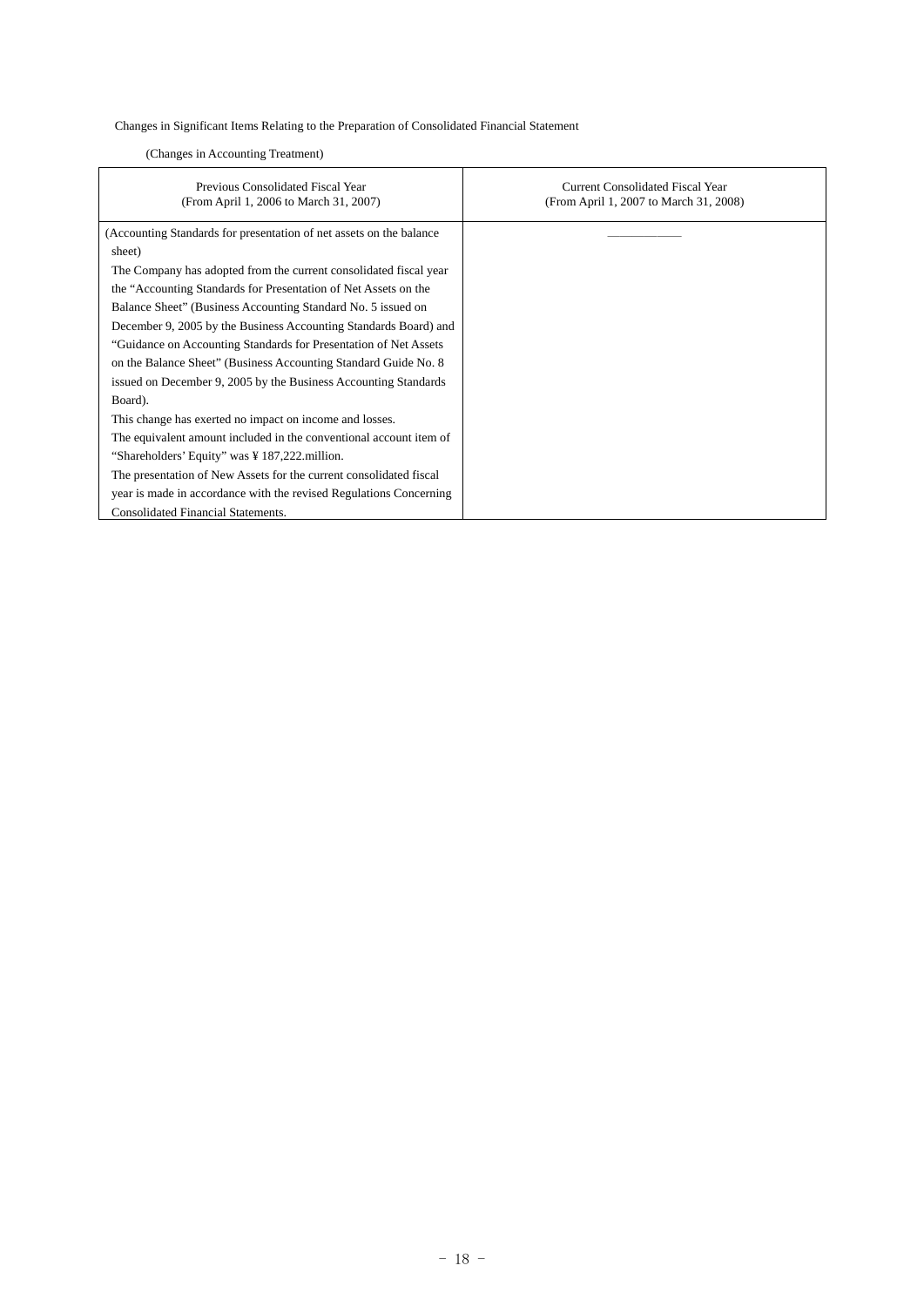Changes in Significant Items Relating to the Preparation of Consolidated Financial Statement

(Changes in Accounting Treatment)

| Previous Consolidated Fiscal Year<br>(From April 1, 2006 to March 31, 2007) | Current Consolidated Fiscal Year<br>(From April 1, 2007 to March 31, 2008) |
|---|---|
| (Accounting Standards for presentation of net assets on the balance sheet)<br>The Company has adopted from the current consolidated fiscal year the "Accounting Standards for Presentation of Net Assets on the Balance Sheet" (Business Accounting Standard No. 5 issued on December 9, 2005 by the Business Accounting Standards Board) and "Guidance on Accounting Standards for Presentation of Net Assets on the Balance Sheet" (Business Accounting Standard Guide No. 8 issued on December 9, 2005 by the Business Accounting Standards Board).<br>This change has exerted no impact on income and losses.<br>The equivalent amount included in the conventional account item of "Shareholders' Equity" was ¥ 187,222.million.<br>The presentation of New Assets for the current consolidated fiscal year is made in accordance with the revised Regulations Concerning Consolidated Financial Statements. | ――――― |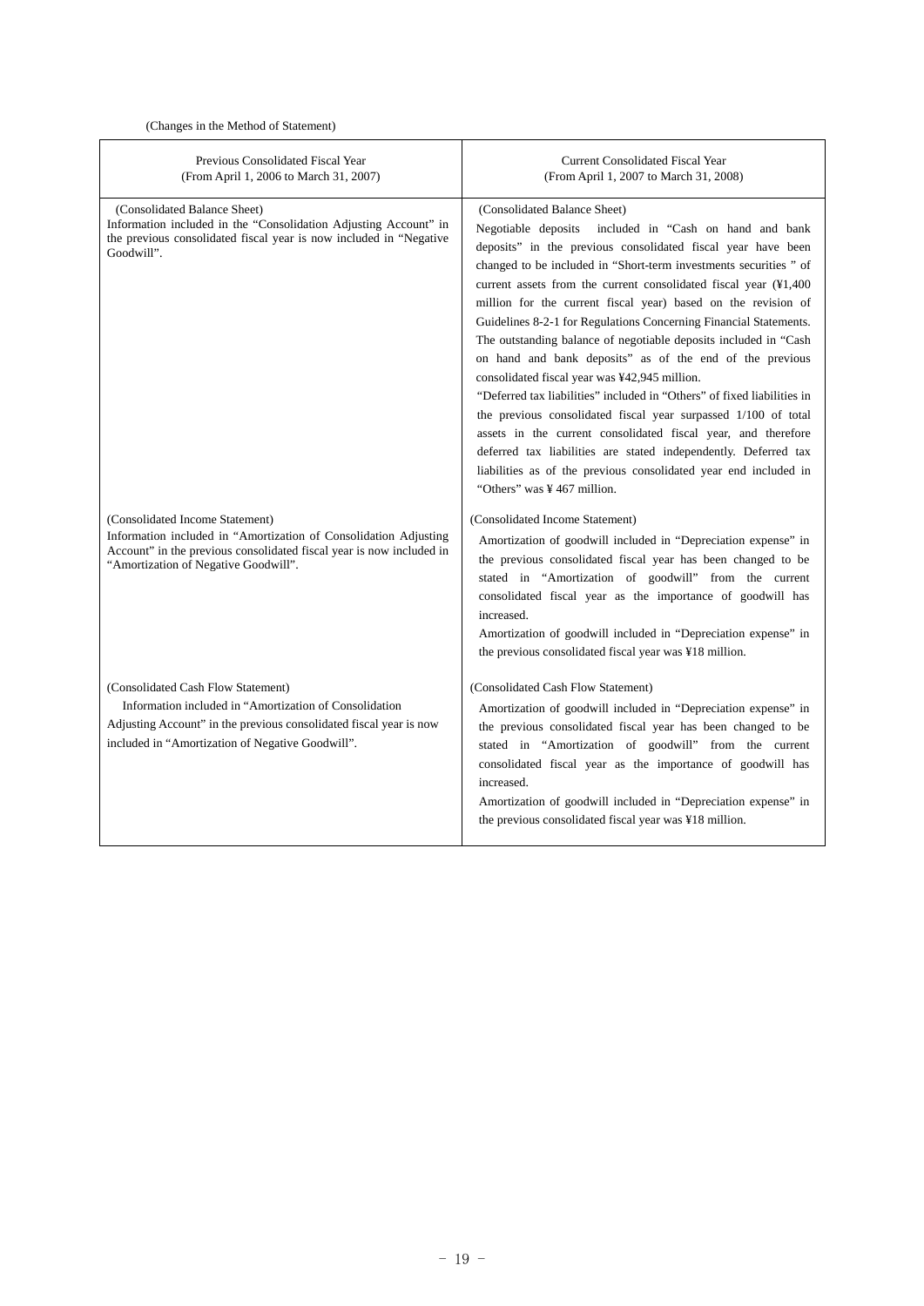(Changes in the Method of Statement)

| Previous Consolidated Fiscal Year<br>(From April 1, 2006 to March 31, 2007) | Current Consolidated Fiscal Year<br>(From April 1, 2007 to March 31, 2008) |
|---|---|
| (Consolidated Balance Sheet)<br>Information included in the "Consolidation Adjusting Account" in the previous consolidated fiscal year is now included in "Negative Goodwill". | (Consolidated Balance Sheet)<br>Negotiable deposits included in "Cash on hand and bank deposits" in the previous consolidated fiscal year have been changed to be included in "Short-term investments securities " of current assets from the current consolidated fiscal year (¥1,400 million for the current fiscal year) based on the revision of Guidelines 8-2-1 for Regulations Concerning Financial Statements. The outstanding balance of negotiable deposits included in "Cash on hand and bank deposits" as of the end of the previous consolidated fiscal year was ¥42,945 million.<br>"Deferred tax liabilities" included in "Others" of fixed liabilities in the previous consolidated fiscal year surpassed 1/100 of total assets in the current consolidated fiscal year, and therefore deferred tax liabilities are stated independently. Deferred tax liabilities as of the previous consolidated year end included in "Others" was ¥ 467 million. |
| (Consolidated Income Statement)<br>Information included in "Amortization of Consolidation Adjusting Account" in the previous consolidated fiscal year is now included in "Amortization of Negative Goodwill". | (Consolidated Income Statement)<br>Amortization of goodwill included in "Depreciation expense" in the previous consolidated fiscal year has been changed to be stated in "Amortization of goodwill" from the current consolidated fiscal year as the importance of goodwill has increased.<br>Amortization of goodwill included in "Depreciation expense" in the previous consolidated fiscal year was ¥18 million. |
| (Consolidated Cash Flow Statement)<br>Information included in "Amortization of Consolidation Adjusting Account" in the previous consolidated fiscal year is now included in "Amortization of Negative Goodwill". | (Consolidated Cash Flow Statement)<br>Amortization of goodwill included in "Depreciation expense" in the previous consolidated fiscal year has been changed to be stated in "Amortization of goodwill" from the current consolidated fiscal year as the importance of goodwill has increased.<br>Amortization of goodwill included in "Depreciation expense" in the previous consolidated fiscal year was ¥18 million. |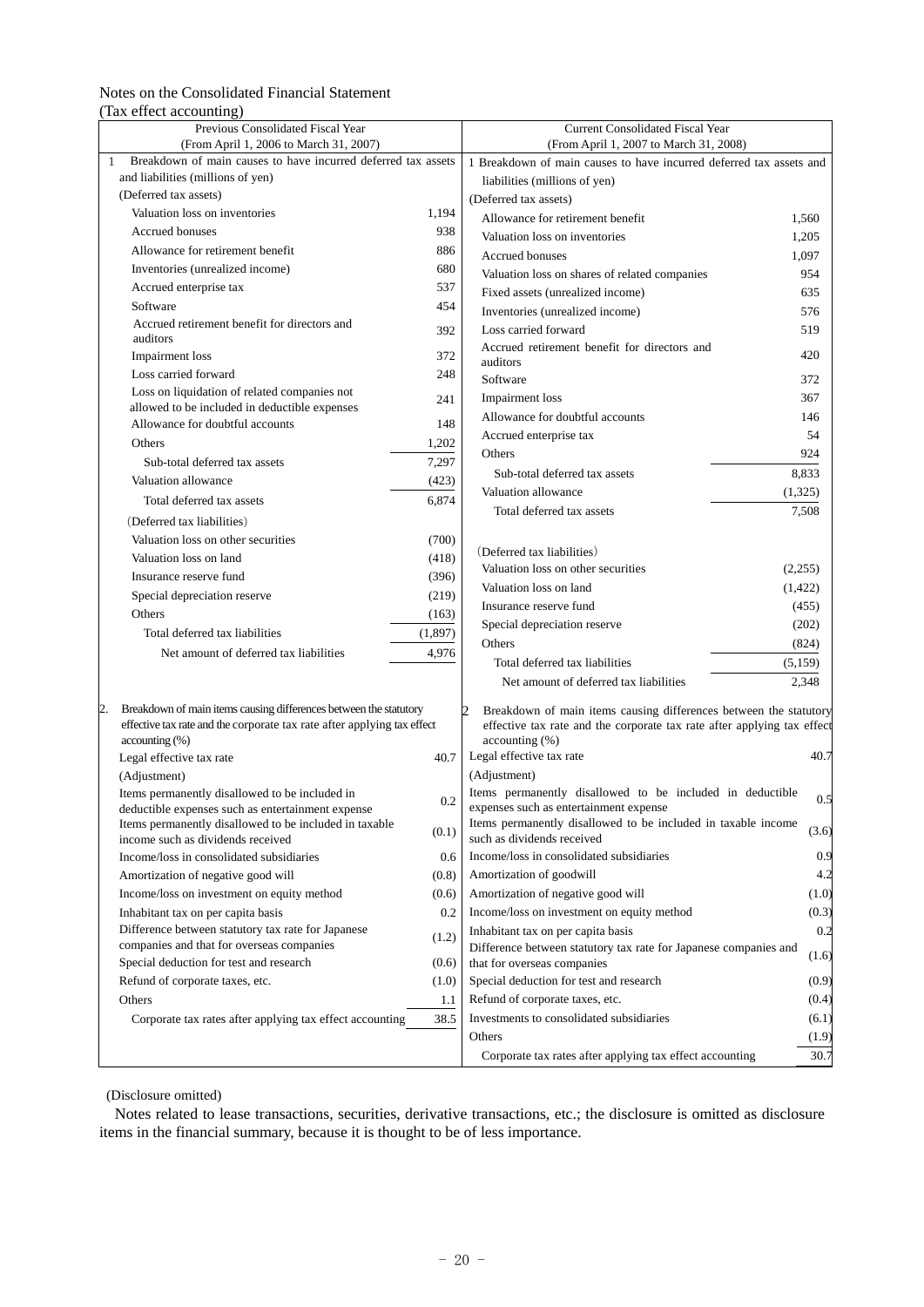Notes on the Consolidated Financial Statement

(Tax effect accounting)

| Previous Consolidated Fiscal Year (From April 1, 2006 to March 31, 2007) | | Current Consolidated Fiscal Year (From April 1, 2007 to March 31, 2008) | |
|---|---|---|---|
| 1 Breakdown of main causes to have incurred deferred tax assets and liabilities (millions of yen) | | 1 Breakdown of main causes to have incurred deferred tax assets and liabilities (millions of yen) | |
| (Deferred tax assets) | | (Deferred tax assets) | |
| Valuation loss on inventories | 1,194 | Allowance for retirement benefit | 1,560 |
| Accrued bonuses | 938 | Valuation loss on inventories | 1,205 |
| Allowance for retirement benefit | 886 | Accrued bonuses | 1,097 |
| Inventories (unrealized income) | 680 | Valuation loss on shares of related companies | 954 |
| Accrued enterprise tax | 537 | Fixed assets (unrealized income) | 635 |
| Software | 454 | Inventories (unrealized income) | 576 |
| Accrued retirement benefit for directors and auditors | 392 | Loss carried forward | 519 |
| Impairment loss | 372 | Accrued retirement benefit for directors and auditors | 420 |
| Loss carried forward | 248 | Software | 372 |
| Loss on liquidation of related companies not allowed to be included in deductible expenses | 241 | Impairment loss | 367 |
| Allowance for doubtful accounts | 148 | Allowance for doubtful accounts | 146 |
| Others | 1,202 | Accrued enterprise tax | 54 |
| Sub-total deferred tax assets | 7,297 | Others | 924 |
| Valuation allowance | (423) | Sub-total deferred tax assets | 8,833 |
| Total deferred tax assets | 6,874 | Valuation allowance | (1,325) |
| | | Total deferred tax assets | 7,508 |
| (Deferred tax liabilities) | | (Deferred tax liabilities) | |
| Valuation loss on other securities | (700) | Valuation loss on other securities | (2,255) |
| Valuation loss on land | (418) | Valuation loss on land | (1,422) |
| Insurance reserve fund | (396) | Insurance reserve fund | (455) |
| Special depreciation reserve | (219) | Special depreciation reserve | (202) |
| Others | (163) | Others | (824) |
| Total deferred tax liabilities | (1,897) | Total deferred tax liabilities | (5,159) |
| Net amount of deferred tax liabilities | 4,976 | Net amount of deferred tax liabilities | 2,348 |
| 2. Breakdown of main items causing differences between the statutory effective tax rate and the corporate tax rate after applying tax effect accounting (%) | | 2 Breakdown of main items causing differences between the statutory effective tax rate and the corporate tax rate after applying tax effect accounting (%) | |
| Legal effective tax rate | 40.7 | Legal effective tax rate | 40.7 |
| (Adjustment) | | (Adjustment) | |
| Items permanently disallowed to be included in deductible expenses such as entertainment expense | 0.2 | Items permanently disallowed to be included in deductible expenses such as entertainment expense | 0.5 |
| Items permanently disallowed to be included in taxable income such as dividends received | (0.1) | Items permanently disallowed to be included in taxable income such as dividends received | (3.6) |
| Income/loss in consolidated subsidiaries | 0.6 | Income/loss in consolidated subsidiaries | 0.9 |
| Amortization of negative good will | (0.8) | Amortization of goodwill | 4.2 |
| Income/loss on investment on equity method | (0.6) | Amortization of negative good will | (1.0) |
| Inhabitant tax on per capita basis | 0.2 | Income/loss on investment on equity method | (0.3) |
| Difference between statutory tax rate for Japanese companies and that for overseas companies | (1.2) | Inhabitant tax on per capita basis | 0.2 |
| Special deduction for test and research | (0.6) | Difference between statutory tax rate for Japanese companies and that for overseas companies | (1.6) |
| Refund of corporate taxes, etc. | (1.0) | Special deduction for test and research | (0.9) |
| Others | 1.1 | Refund of corporate taxes, etc. | (0.4) |
| Corporate tax rates after applying tax effect accounting | 38.5 | Investments to consolidated subsidiaries | (6.1) |
| | | Others | (1.9) |
| | | Corporate tax rates after applying tax effect accounting | 30.7 |

(Disclosure omitted)

Notes related to lease transactions, securities, derivative transactions, etc.; the disclosure is omitted as disclosure items in the financial summary, because it is thought to be of less importance.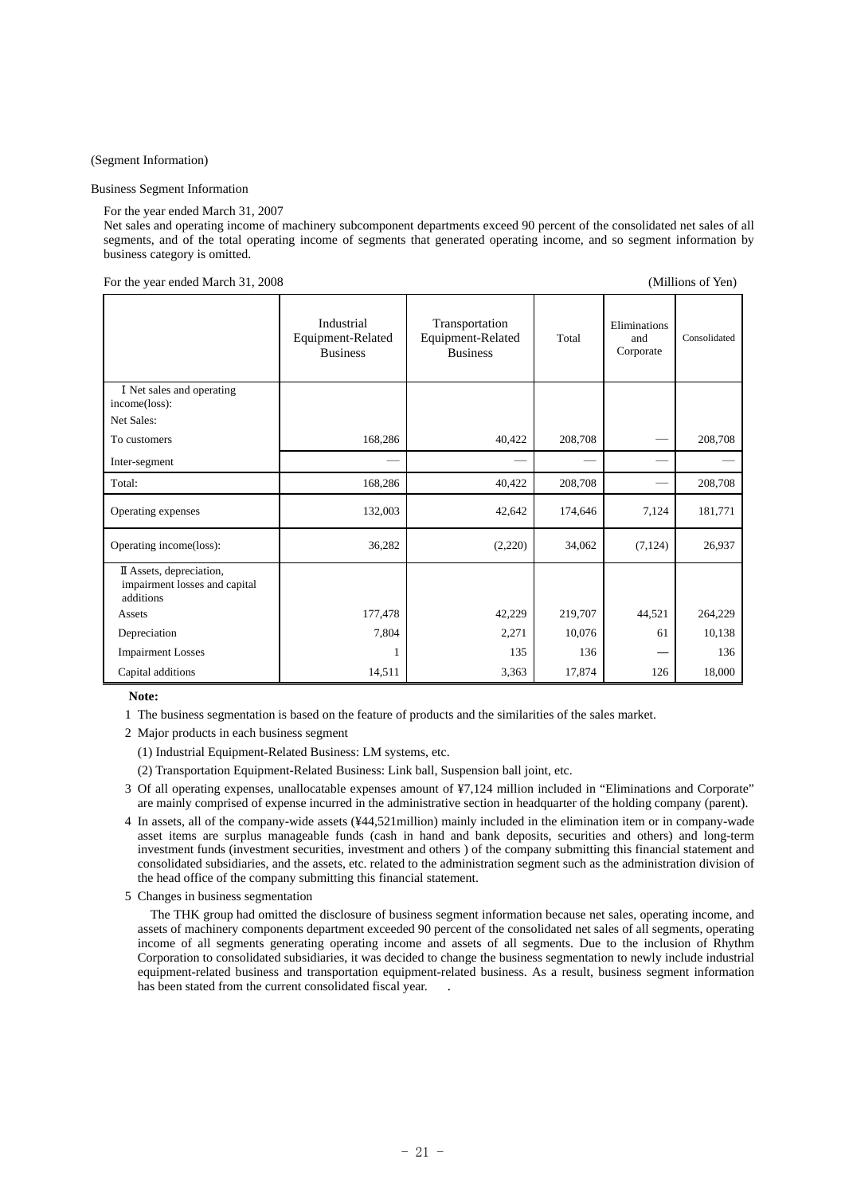(Segment Information)

Business Segment Information

For the year ended March 31, 2007

Net sales and operating income of machinery subcomponent departments exceed 90 percent of the consolidated net sales of all segments, and of the total operating income of segments that generated operating income, and so segment information by business category is omitted.

For the year ended March 31, 2008 (Millions of Yen)

| | Industrial Equipment-Related Business | Transportation Equipment-Related Business | Total | Eliminations and Corporate | Consolidated |
|---|---|---|---|---|---|
| Ⅰ Net sales and operating income(loss): | | | | | |
| Net Sales: | | | | | |
| To customers | 168,286 | 40,422 | 208,708 | — | 208,708 |
| Inter-segment | — | — | — | — | — |
| Total: | 168,286 | 40,422 | 208,708 | — | 208,708 |
| Operating expenses | 132,003 | 42,642 | 174,646 | 7,124 | 181,771 |
| Operating income(loss): | 36,282 | (2,220) | 34,062 | (7,124) | 26,937 |
| Ⅱ Assets, depreciation, impairment losses and capital additions | | | | | |
| Assets | 177,478 | 42,229 | 219,707 | 44,521 | 264,229 |
| Depreciation | 7,804 | 2,271 | 10,076 | 61 | 10,138 |
| Impairment Losses | 1 | 135 | 136 | — | 136 |
| Capital additions | 14,511 | 3,363 | 17,874 | 126 | 18,000 |

**Note:**

1 The business segmentation is based on the feature of products and the similarities of the sales market.

2 Major products in each business segment

(1) Industrial Equipment-Related Business: LM systems, etc.

(2) Transportation Equipment-Related Business: Link ball, Suspension ball joint, etc.

3 Of all operating expenses, unallocatable expenses amount of ¥7,124 million included in "Eliminations and Corporate" are mainly comprised of expense incurred in the administrative section in headquarter of the holding company (parent).

4 In assets, all of the company-wide assets (¥44,521million) mainly included in the elimination item or in company-wade asset items are surplus manageable funds (cash in hand and bank deposits, securities and others) and long-term investment funds (investment securities, investment and others ) of the company submitting this financial statement and consolidated subsidiaries, and the assets, etc. related to the administration segment such as the administration division of the head office of the company submitting this financial statement.

5 Changes in business segmentation

The THK group had omitted the disclosure of business segment information because net sales, operating income, and assets of machinery components department exceeded 90 percent of the consolidated net sales of all segments, operating income of all segments generating operating income and assets of all segments. Due to the inclusion of Rhythm Corporation to consolidated subsidiaries, it was decided to change the business segmentation to newly include industrial equipment-related business and transportation equipment-related business. As a result, business segment information has been stated from the current consolidated fiscal year.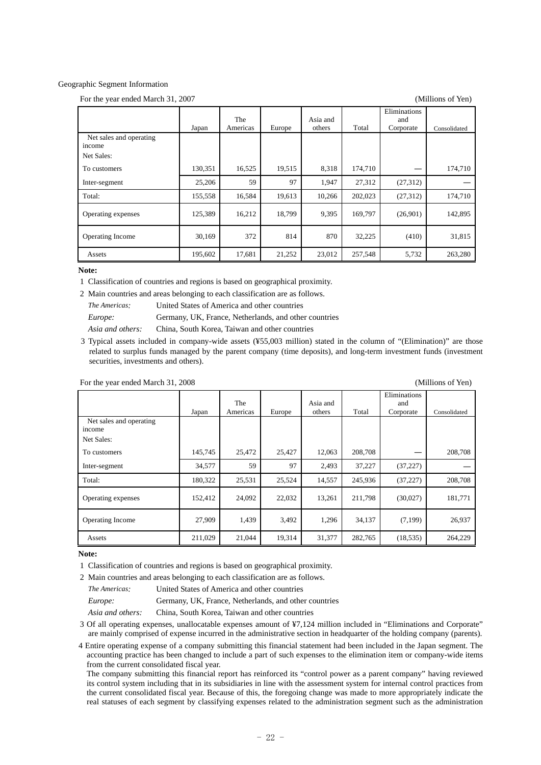Geographic Segment Information

For the year ended March 31, 2007 (Millions of Yen)

| | Japan | The Americas | Europe | Asia and others | Total | Eliminations and Corporate | Consolidated |
|---|---|---|---|---|---|---|---|
| Net sales and operating income | | | | | | | |
| Net Sales: | | | | | | | |
| To customers | 130,351 | 16,525 | 19,515 | 8,318 | 174,710 | — | 174,710 |
| Inter-segment | 25,206 | 59 | 97 | 1,947 | 27,312 | (27,312) | — |
| Total: | 155,558 | 16,584 | 19,613 | 10,266 | 202,023 | (27,312) | 174,710 |
| Operating expenses | 125,389 | 16,212 | 18,799 | 9,395 | 169,797 | (26,901) | 142,895 |
| Operating Income | 30,169 | 372 | 814 | 870 | 32,225 | (410) | 31,815 |
| Assets | 195,602 | 17,681 | 21,252 | 23,012 | 257,548 | 5,732 | 263,280 |

**Note:**

1 Classification of countries and regions is based on geographical proximity.

2 Main countries and areas belonging to each classification are as follows.

*The Americas:* United States of America and other countries

*Europe:* Germany, UK, France, Netherlands, and other countries

*Asia and others:* China, South Korea, Taiwan and other countries

3 Typical assets included in company-wide assets (¥55,003 million) stated in the column of "(Elimination)" are those related to surplus funds managed by the parent company (time deposits), and long-term investment funds (investment securities, investments and others).

For the year ended March 31, 2008 (Millions of Yen)

| | Japan | The Americas | Europe | Asia and others | Total | Eliminations and Corporate | Consolidated |
|---|---|---|---|---|---|---|---|
| Net sales and operating income | | | | | | | |
| Net Sales: | | | | | | | |
| To customers | 145,745 | 25,472 | 25,427 | 12,063 | 208,708 | — | 208,708 |
| Inter-segment | 34,577 | 59 | 97 | 2,493 | 37,227 | (37,227) | — |
| Total: | 180,322 | 25,531 | 25,524 | 14,557 | 245,936 | (37,227) | 208,708 |
| Operating expenses | 152,412 | 24,092 | 22,032 | 13,261 | 211,798 | (30,027) | 181,771 |
| Operating Income | 27,909 | 1,439 | 3,492 | 1,296 | 34,137 | (7,199) | 26,937 |
| Assets | 211,029 | 21,044 | 19,314 | 31,377 | 282,765 | (18,535) | 264,229 |

**Note:**

1 Classification of countries and regions is based on geographical proximity.

2 Main countries and areas belonging to each classification are as follows.

*The Americas:* United States of America and other countries

*Europe:* Germany, UK, France, Netherlands, and other countries

*Asia and others:* China, South Korea, Taiwan and other countries

3 Of all operating expenses, unallocatable expenses amount of ¥7,124 million included in "Eliminations and Corporate" are mainly comprised of expense incurred in the administrative section in headquarter of the holding company (parents).

4 Entire operating expense of a company submitting this financial statement had been included in the Japan segment. The accounting practice has been changed to include a part of such expenses to the elimination item or company-wide items from the current consolidated fiscal year.
The company submitting this financial report has reinforced its "control power as a parent company" having reviewed its control system including that in its subsidiaries in line with the assessment system for internal control practices from the current consolidated fiscal year. Because of this, the foregoing change was made to more appropriately indicate the real statuses of each segment by classifying expenses related to the administration segment such as the administration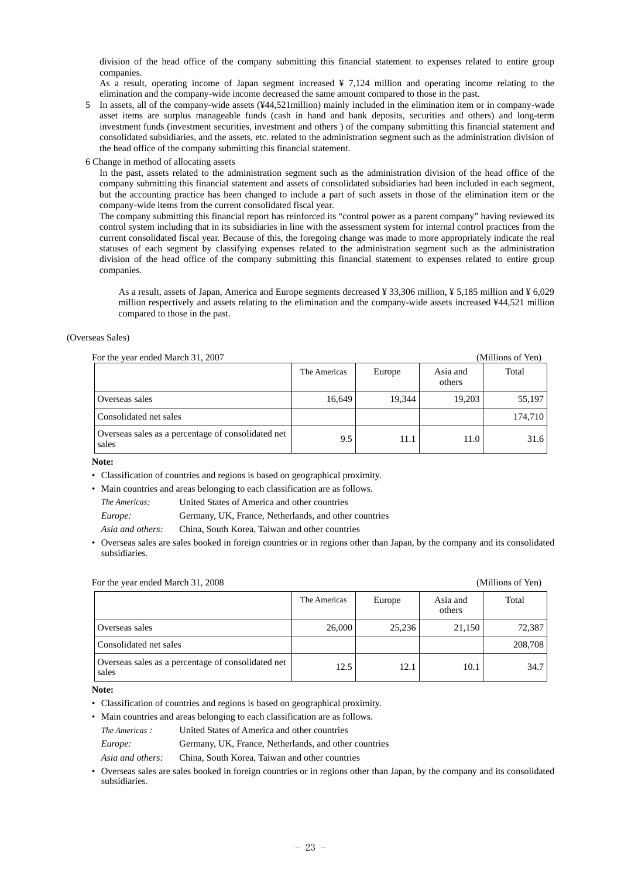division of the head office of the company submitting this financial statement to expenses related to entire group companies.

As a result, operating income of Japan segment increased ¥ 7,124 million and operating income relating to the elimination and the company-wide income decreased the same amount compared to those in the past.

5 In assets, all of the company-wide assets (¥44,521million) mainly included in the elimination item or in company-wade asset items are surplus manageable funds (cash in hand and bank deposits, securities and others) and long-term investment funds (investment securities, investment and others ) of the company submitting this financial statement and consolidated subsidiaries, and the assets, etc. related to the administration segment such as the administration division of the head office of the company submitting this financial statement.

6 Change in method of allocating assets

In the past, assets related to the administration segment such as the administration division of the head office of the company submitting this financial statement and assets of consolidated subsidiaries had been included in each segment, but the accounting practice has been changed to include a part of such assets in those of the elimination item or the company-wide items from the current consolidated fiscal year.

The company submitting this financial report has reinforced its "control power as a parent company" having reviewed its control system including that in its subsidiaries in line with the assessment system for internal control practices from the current consolidated fiscal year. Because of this, the foregoing change was made to more appropriately indicate the real statuses of each segment by classifying expenses related to the administration segment such as the administration division of the head office of the company submitting this financial statement to expenses related to entire group companies.

As a result, assets of Japan, America and Europe segments decreased ¥ 33,306 million, ¥ 5,185 million and ¥ 6,029 million respectively and assets relating to the elimination and the company-wide assets increased ¥44,521 million compared to those in the past.

(Overseas Sales)

For the year ended March 31, 2007 (Millions of Yen)

| | The Americas | Europe | Asia and others | Total |
|---|---|---|---|---|
| Overseas sales | 16,649 | 19,344 | 19,203 | 55,197 |
| Consolidated net sales | | | | 174,710 |
| Overseas sales as a percentage of consolidated net sales | 9.5 | 11.1 | 11.0 | 31.6 |

**Note:**

- Classification of countries and regions is based on geographical proximity.
- Main countries and areas belonging to each classification are as follows.

  *The Americas:* United States of America and other countries

  *Europe:* Germany, UK, France, Netherlands, and other countries

  *Asia and others:* China, South Korea, Taiwan and other countries
- Overseas sales are sales booked in foreign countries or in regions other than Japan, by the company and its consolidated subsidiaries.

For the year ended March 31, 2008 (Millions of Yen)

| | The Americas | Europe | Asia and others | Total |
|---|---|---|---|---|
| Overseas sales | 26,000 | 25,236 | 21,150 | 72,387 |
| Consolidated net sales | | | | 208,708 |
| Overseas sales as a percentage of consolidated net sales | 12.5 | 12.1 | 10.1 | 34.7 |

**Note:**

- Classification of countries and regions is based on geographical proximity.
- Main countries and areas belonging to each classification are as follows.

  *The Americas :* United States of America and other countries

  *Europe:* Germany, UK, France, Netherlands, and other countries

  *Asia and others:* China, South Korea, Taiwan and other countries
- Overseas sales are sales booked in foreign countries or in regions other than Japan, by the company and its consolidated subsidiaries.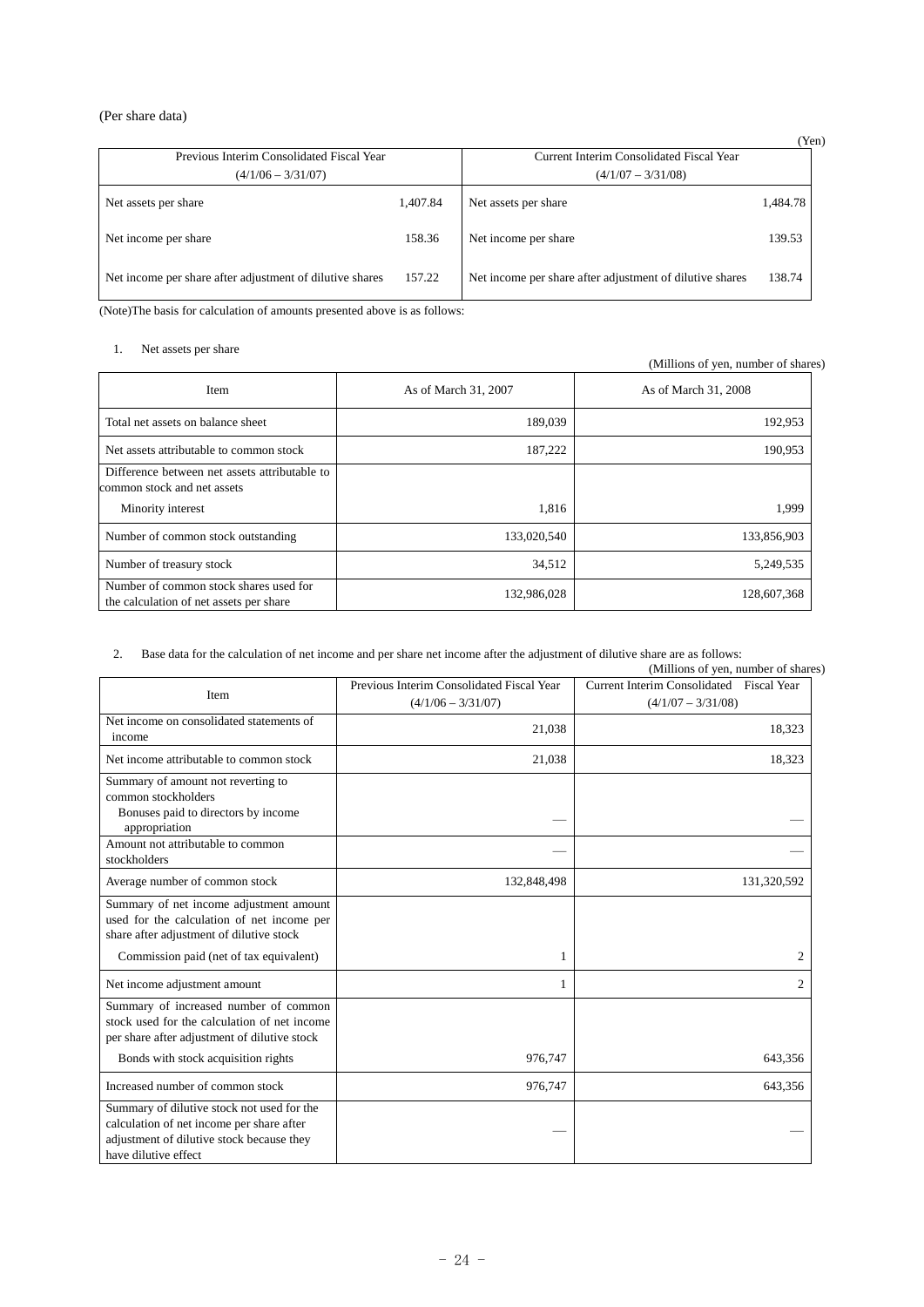(Per share data)

(Yen)

| Previous Interim Consolidated Fiscal Year (4/1/06 – 3/31/07) | | Current Interim Consolidated Fiscal Year (4/1/07 – 3/31/08) | |
|---|---|---|---|
| Net assets per share | 1,407.84 | Net assets per share | 1,484.78 |
| Net income per share | 158.36 | Net income per share | 139.53 |
| Net income per share after adjustment of dilutive shares | 157.22 | Net income per share after adjustment of dilutive shares | 138.74 |

(Note)The basis for calculation of amounts presented above is as follows:

1. Net assets per share

(Millions of yen, number of shares)

| Item | As of March 31, 2007 | As of March 31, 2008 |
|---|---|---|
| Total net assets on balance sheet | 189,039 | 192,953 |
| Net assets attributable to common stock | 187,222 | 190,953 |
| Difference between net assets attributable to common stock and net assets | | |
| Minority interest | 1,816 | 1,999 |
| Number of common stock outstanding | 133,020,540 | 133,856,903 |
| Number of treasury stock | 34,512 | 5,249,535 |
| Number of common stock shares used for the calculation of net assets per share | 132,986,028 | 128,607,368 |

2. Base data for the calculation of net income and per share net income after the adjustment of dilutive share are as follows:

(Millions of yen, number of shares)

| Item | Previous Interim Consolidated Fiscal Year (4/1/06 – 3/31/07) | Current Interim Consolidated Fiscal Year (4/1/07 – 3/31/08) |
|---|---|---|
| Net income on consolidated statements of income | 21,038 | 18,323 |
| Net income attributable to common stock | 21,038 | 18,323 |
| Summary of amount not reverting to common stockholders | | |
| Bonuses paid to directors by income appropriation | — | — |
| Amount not attributable to common stockholders | — | — |
| Average number of common stock | 132,848,498 | 131,320,592 |
| Summary of net income adjustment amount used for the calculation of net income per share after adjustment of dilutive stock | | |
| Commission paid (net of tax equivalent) | 1 | 2 |
| Net income adjustment amount | 1 | 2 |
| Summary of increased number of common stock used for the calculation of net income per share after adjustment of dilutive stock | | |
| Bonds with stock acquisition rights | 976,747 | 643,356 |
| Increased number of common stock | 976,747 | 643,356 |
| Summary of dilutive stock not used for the calculation of net income per share after adjustment of dilutive stock because they have dilutive effect | — | — |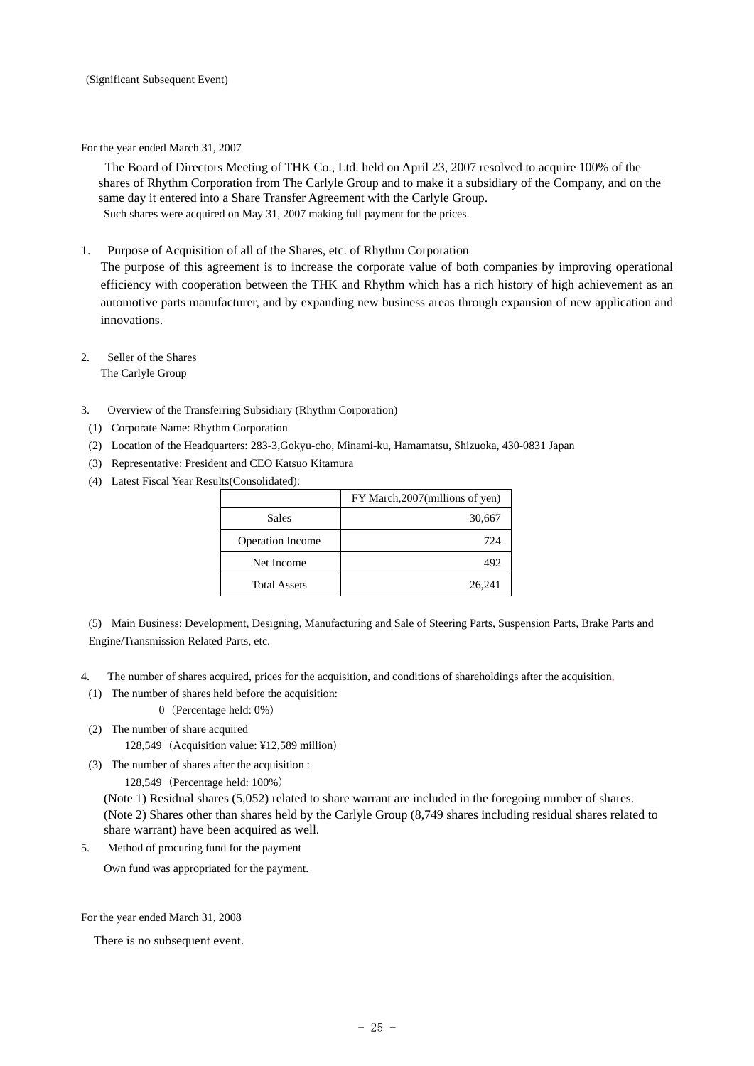(Significant Subsequent Event)

For the year ended March 31, 2007

The Board of Directors Meeting of THK Co., Ltd. held on April 23, 2007 resolved to acquire 100% of the shares of Rhythm Corporation from The Carlyle Group and to make it a subsidiary of the Company, and on the same day it entered into a Share Transfer Agreement with the Carlyle Group.
Such shares were acquired on May 31, 2007 making full payment for the prices.

1. Purpose of Acquisition of all of the Shares, etc. of Rhythm Corporation
   The purpose of this agreement is to increase the corporate value of both companies by improving operational efficiency with cooperation between the THK and Rhythm which has a rich history of high achievement as an automotive parts manufacturer, and by expanding new business areas through expansion of new application and innovations.

2. Seller of the Shares
   The Carlyle Group

3. Overview of the Transferring Subsidiary (Rhythm Corporation)
   (1) Corporate Name: Rhythm Corporation
   (2) Location of the Headquarters: 283-3,Gokyu-cho, Minami-ku, Hamamatsu, Shizuoka, 430-0831 Japan
   (3) Representative: President and CEO Katsuo Kitamura
   (4) Latest Fiscal Year Results(Consolidated):

| | FY March,2007(millions of yen) |
|---|---|
| Sales | 30,667 |
| Operation Income | 724 |
| Net Income | 492 |
| Total Assets | 26,241 |

   (5) Main Business: Development, Designing, Manufacturing and Sale of Steering Parts, Suspension Parts, Brake Parts and Engine/Transmission Related Parts, etc.

4. The number of shares acquired, prices for the acquisition, and conditions of shareholdings after the acquisition.
   (1) The number of shares held before the acquisition:
       0（Percentage held: 0%）
   (2) The number of share acquired
       128,549（Acquisition value: ¥12,589 million）
   (3) The number of shares after the acquisition :
       128,549（Percentage held: 100%）

   (Note 1) Residual shares (5,052) related to share warrant are included in the foregoing number of shares.
   (Note 2) Shares other than shares held by the Carlyle Group (8,749 shares including residual shares related to share warrant) have been acquired as well.

5. Method of procuring fund for the payment
   Own fund was appropriated for the payment.

For the year ended March 31, 2008

There is no subsequent event.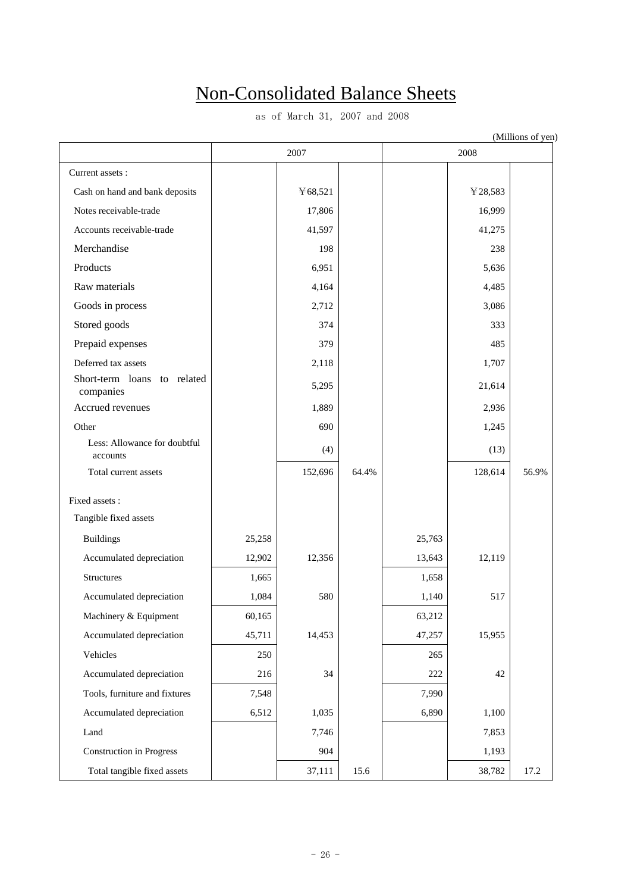# Non-Consolidated Balance Sheets

as of March 31, 2007 and 2008

(Millions of yen)

| | 2007 | | | 2008 | | |
|---|---|---|---|---|---|---|
| Current assets : | | | | | | |
| Cash on hand and bank deposits | | ¥68,521 | | | ¥28,583 | |
| Notes receivable-trade | | 17,806 | | | 16,999 | |
| Accounts receivable-trade | | 41,597 | | | 41,275 | |
| Merchandise | | 198 | | | 238 | |
| Products | | 6,951 | | | 5,636 | |
| Raw materials | | 4,164 | | | 4,485 | |
| Goods in process | | 2,712 | | | 3,086 | |
| Stored goods | | 374 | | | 333 | |
| Prepaid expenses | | 379 | | | 485 | |
| Deferred tax assets | | 2,118 | | | 1,707 | |
| Short-term loans to related companies | | 5,295 | | | 21,614 | |
| Accrued revenues | | 1,889 | | | 2,936 | |
| Other | | 690 | | | 1,245 | |
| Less: Allowance for doubtful accounts | | (4) | | | (13) | |
| Total current assets | | 152,696 | 64.4% | | 128,614 | 56.9% |
| Fixed assets : | | | | | | |
| Tangible fixed assets | | | | | | |
| Buildings | 25,258 | | | 25,763 | | |
| Accumulated depreciation | 12,902 | 12,356 | | 13,643 | 12,119 | |
| Structures | 1,665 | | | 1,658 | | |
| Accumulated depreciation | 1,084 | 580 | | 1,140 | 517 | |
| Machinery & Equipment | 60,165 | | | 63,212 | | |
| Accumulated depreciation | 45,711 | 14,453 | | 47,257 | 15,955 | |
| Vehicles | 250 | | | 265 | | |
| Accumulated depreciation | 216 | 34 | | 222 | 42 | |
| Tools, furniture and fixtures | 7,548 | | | 7,990 | | |
| Accumulated depreciation | 6,512 | 1,035 | | 6,890 | 1,100 | |
| Land | | 7,746 | | | 7,853 | |
| Construction in Progress | | 904 | | | 1,193 | |
| Total tangible fixed assets | | 37,111 | 15.6 | | 38,782 | 17.2 |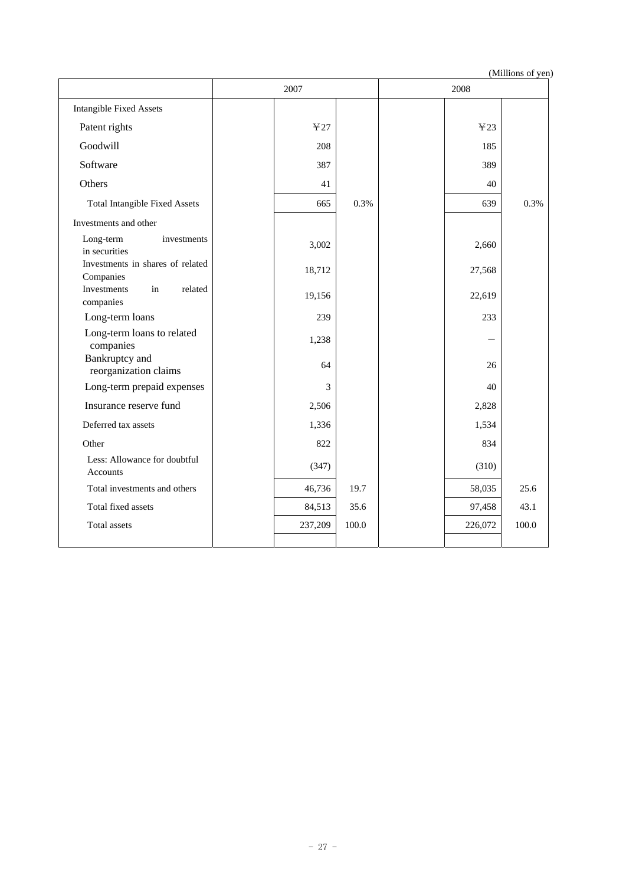(Millions of yen)

| | 2007 | | | 2008 | | |
|---|---|---|---|---|---|---|
| Intangible Fixed Assets | | | | | | |
| Patent rights | | ¥27 | | | ¥23 | |
| Goodwill | | 208 | | | 185 | |
| Software | | 387 | | | 389 | |
| Others | | 41 | | | 40 | |
| Total Intangible Fixed Assets | | 665 | 0.3% | | 639 | 0.3% |
| Investments and other | | | | | | |
| Long-term investments in securities | | 3,002 | | | 2,660 | |
| Investments in shares of related Companies | | 18,712 | | | 27,568 | |
| Investments in related companies | | 19,156 | | | 22,619 | |
| Long-term loans | | 239 | | | 233 | |
| Long-term loans to related companies | | 1,238 | | | — | |
| Bankruptcy and reorganization claims | | 64 | | | 26 | |
| Long-term prepaid expenses | | 3 | | | 40 | |
| Insurance reserve fund | | 2,506 | | | 2,828 | |
| Deferred tax assets | | 1,336 | | | 1,534 | |
| Other | | 822 | | | 834 | |
| Less: Allowance for doubtful Accounts | | (347) | | | (310) | |
| Total investments and others | | 46,736 | 19.7 | | 58,035 | 25.6 |
| Total fixed assets | | 84,513 | 35.6 | | 97,458 | 43.1 |
| Total assets | | 237,209 | 100.0 | | 226,072 | 100.0 |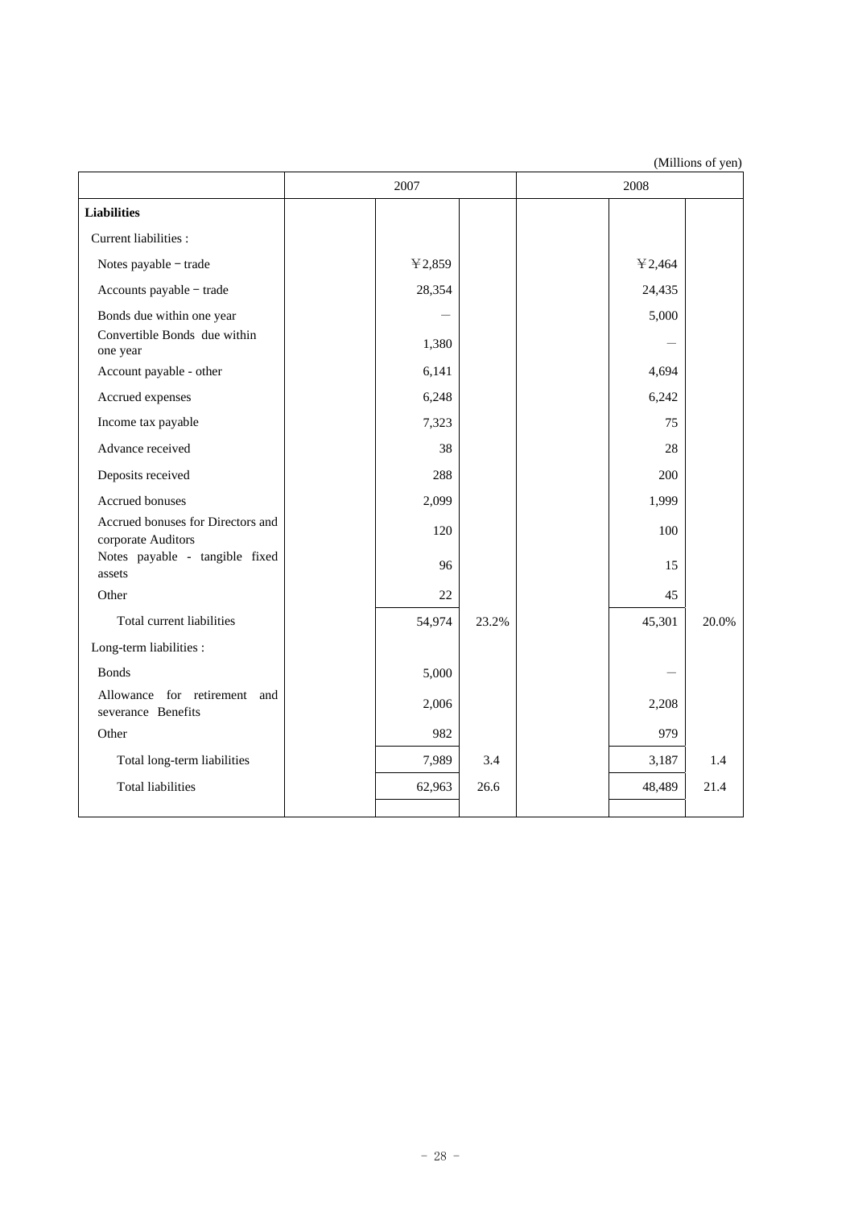(Millions of yen)

| | 2007 | | | 2008 | | |
|---|---|---|---|---|---|---|
| **Liabilities** | | | | | | |
| Current liabilities : | | | | | | |
| Notes payable − trade | | ¥2,859 | | | ¥2,464 | |
| Accounts payable − trade | | 28,354 | | | 24,435 | |
| Bonds due within one year | | — | | | 5,000 | |
| Convertible Bonds due within one year | | 1,380 | | | — | |
| Account payable - other | | 6,141 | | | 4,694 | |
| Accrued expenses | | 6,248 | | | 6,242 | |
| Income tax payable | | 7,323 | | | 75 | |
| Advance received | | 38 | | | 28 | |
| Deposits received | | 288 | | | 200 | |
| Accrued bonuses | | 2,099 | | | 1,999 | |
| Accrued bonuses for Directors and corporate Auditors | | 120 | | | 100 | |
| Notes payable - tangible fixed assets | | 96 | | | 15 | |
| Other | | 22 | | | 45 | |
| Total current liabilities | | 54,974 | 23.2% | | 45,301 | 20.0% |
| Long-term liabilities : | | | | | | |
| Bonds | | 5,000 | | | — | |
| Allowance for retirement and severance Benefits | | 2,006 | | | 2,208 | |
| Other | | 982 | | | 979 | |
| Total long-term liabilities | | 7,989 | 3.4 | | 3,187 | 1.4 |
| Total liabilities | | 62,963 | 26.6 | | 48,489 | 21.4 |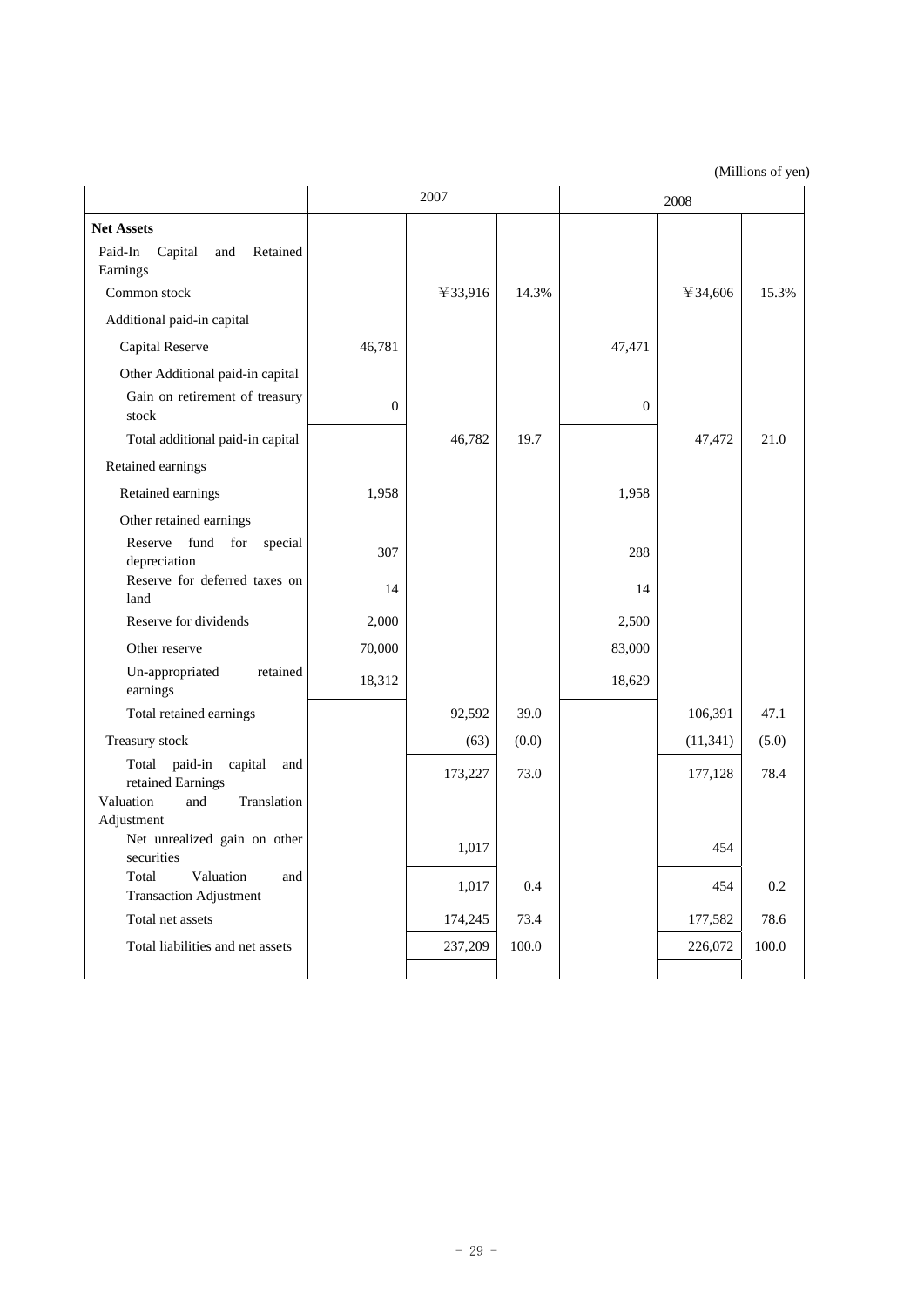(Millions of yen)

| | 2007 | | | 2008 | | |
|---|---|---|---|---|---|---|
| **Net Assets** | | | | | | |
| Paid-In Capital and Retained Earnings | | | | | | |
| Common stock | | ¥33,916 | 14.3% | | ¥34,606 | 15.3% |
| Additional paid-in capital | | | | | | |
| Capital Reserve | 46,781 | | | 47,471 | | |
| Other Additional paid-in capital | | | | | | |
| Gain on retirement of treasury stock | 0 | | | 0 | | |
| Total additional paid-in capital | | 46,782 | 19.7 | | 47,472 | 21.0 |
| Retained earnings | | | | | | |
| Retained earnings | 1,958 | | | 1,958 | | |
| Other retained earnings | | | | | | |
| Reserve fund for special depreciation | 307 | | | 288 | | |
| Reserve for deferred taxes on land | 14 | | | 14 | | |
| Reserve for dividends | 2,000 | | | 2,500 | | |
| Other reserve | 70,000 | | | 83,000 | | |
| Un-appropriated retained earnings | 18,312 | | | 18,629 | | |
| Total retained earnings | | 92,592 | 39.0 | | 106,391 | 47.1 |
| Treasury stock | | (63) | (0.0) | | (11,341) | (5.0) |
| Total paid-in capital and retained Earnings | | 173,227 | 73.0 | | 177,128 | 78.4 |
| Valuation and Translation Adjustment | | | | | | |
| Net unrealized gain on other securities | | 1,017 | | | 454 | |
| Total Valuation and Transaction Adjustment | | 1,017 | 0.4 | | 454 | 0.2 |
| Total net assets | | 174,245 | 73.4 | | 177,582 | 78.6 |
| Total liabilities and net assets | | 237,209 | 100.0 | | 226,072 | 100.0 |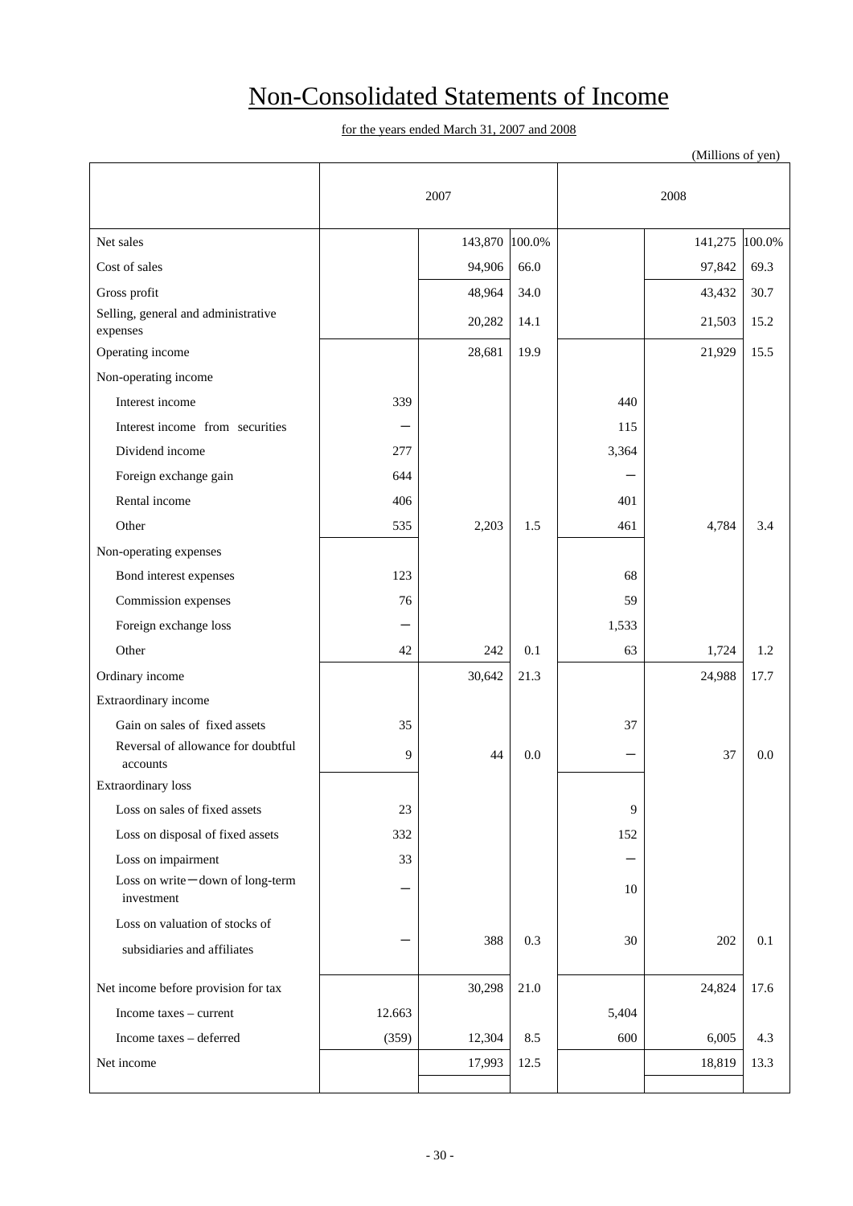# Non-Consolidated Statements of Income

for the years ended March 31, 2007 and 2008

(Millions of yen)

| | 2007 | | | 2008 | | |
|---|---|---|---|---|---|---|
| Net sales | | 143,870 | 100.0% | | 141,275 | 100.0% |
| Cost of sales | | 94,906 | 66.0 | | 97,842 | 69.3 |
| Gross profit | | 48,964 | 34.0 | | 43,432 | 30.7 |
| Selling, general and administrative expenses | | 20,282 | 14.1 | | 21,503 | 15.2 |
| Operating income | | 28,681 | 19.9 | | 21,929 | 15.5 |
| Non-operating income | | | | | | |
| Interest income | 339 | | | 440 | | |
| Interest income from securities | － | | | 115 | | |
| Dividend income | 277 | | | 3,364 | | |
| Foreign exchange gain | 644 | | | － | | |
| Rental income | 406 | | | 401 | | |
| Other | 535 | 2,203 | 1.5 | 461 | 4,784 | 3.4 |
| Non-operating expenses | | | | | | |
| Bond interest expenses | 123 | | | 68 | | |
| Commission expenses | 76 | | | 59 | | |
| Foreign exchange loss | － | | | 1,533 | | |
| Other | 42 | 242 | 0.1 | 63 | 1,724 | 1.2 |
| Ordinary income | | 30,642 | 21.3 | | 24,988 | 17.7 |
| Extraordinary income | | | | | | |
| Gain on sales of fixed assets | 35 | | | 37 | | |
| Reversal of allowance for doubtful accounts | 9 | 44 | 0.0 | － | 37 | 0.0 |
| Extraordinary loss | | | | | | |
| Loss on sales of fixed assets | 23 | | | 9 | | |
| Loss on disposal of fixed assets | 332 | | | 152 | | |
| Loss on impairment | 33 | | | － | | |
| Loss on write－down of long-term investment | － | | | 10 | | |
| Loss on valuation of stocks of subsidiaries and affiliates | － | 388 | 0.3 | 30 | 202 | 0.1 |
| Net income before provision for tax | | 30,298 | 21.0 | | 24,824 | 17.6 |
| Income taxes – current | 12.663 | | | 5,404 | | |
| Income taxes – deferred | (359) | 12,304 | 8.5 | 600 | 6,005 | 4.3 |
| Net income | | 17,993 | 12.5 | | 18,819 | 13.3 |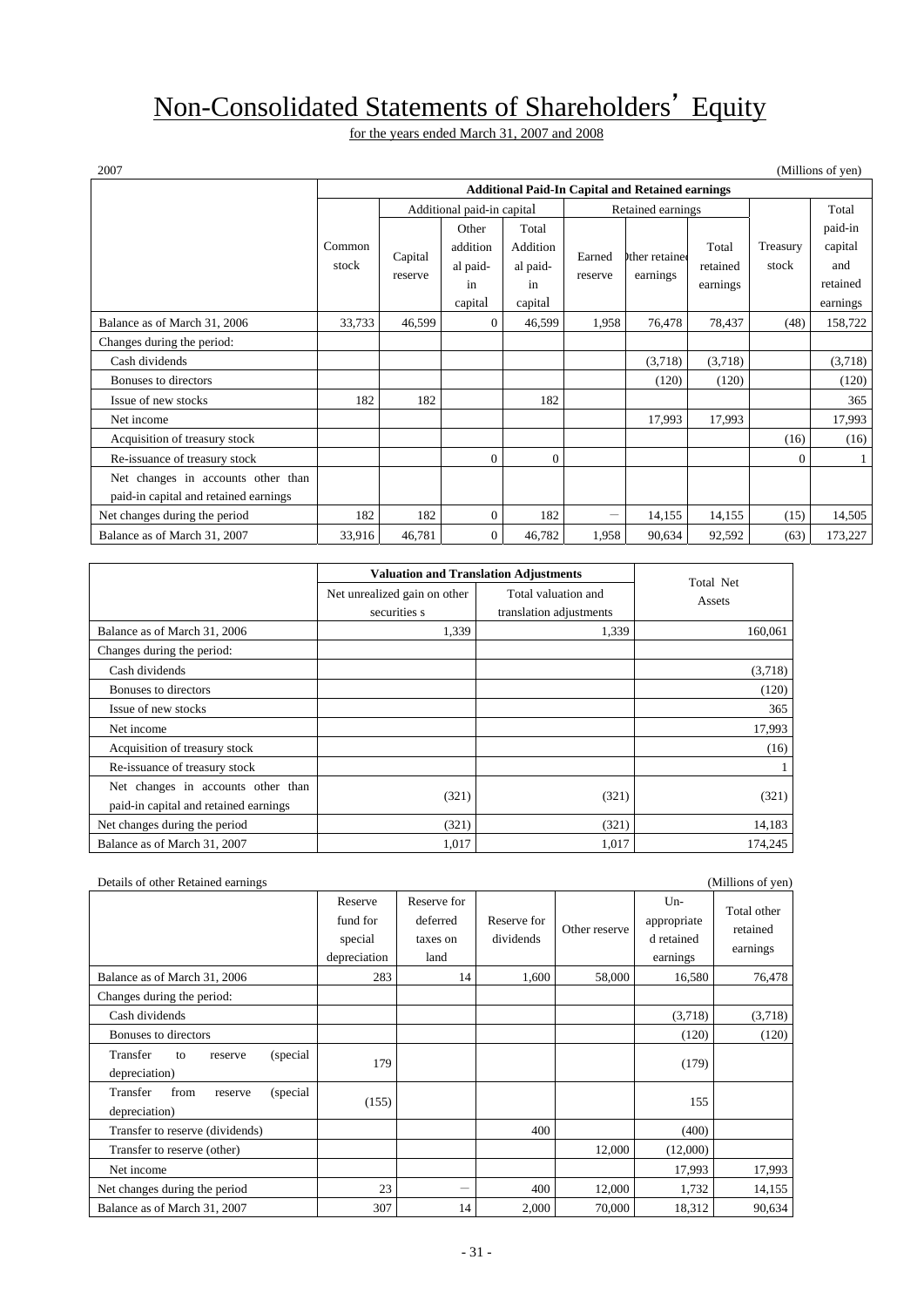# Non-Consolidated Statements of Shareholders' Equity

for the years ended March 31, 2007 and 2008

2007 (Millions of yen)

| | Additional Paid-In Capital and Retained earnings | | | | | | | | |
|---|---|---|---|---|---|---|---|---|---|
| | | Additional paid-in capital | | | Retained earnings | | | | Total |
| | Common stock | Capital reserve | Other additional paid-in capital | Total Additional paid-in capital | Earned reserve | Other retained earnings | Total retained earnings | Treasury stock | paid-in capital and retained earnings |
| Balance as of March 31, 2006 | 33,733 | 46,599 | 0 | 46,599 | 1,958 | 76,478 | 78,437 | (48) | 158,722 |
| Changes during the period: | | | | | | | | | |
| Cash dividends | | | | | | (3,718) | (3,718) | | (3,718) |
| Bonuses to directors | | | | | | (120) | (120) | | (120) |
| Issue of new stocks | 182 | 182 | | 182 | | | | | 365 |
| Net income | | | | | | 17,993 | 17,993 | | 17,993 |
| Acquisition of treasury stock | | | | | | | | (16) | (16) |
| Re-issuance of treasury stock | | | 0 | 0 | | | | 0 | 1 |
| Net changes in accounts other than paid-in capital and retained earnings | | | | | | | | | |
| Net changes during the period | 182 | 182 | 0 | 182 | － | 14,155 | 14,155 | (15) | 14,505 |
| Balance as of March 31, 2007 | 33,916 | 46,781 | 0 | 46,782 | 1,958 | 90,634 | 92,592 | (63) | 173,227 |

| | Valuation and Translation Adjustments | | Total Net Assets |
|---|---|---|---|
| | Net unrealized gain on other securities s | Total valuation and translation adjustments | |
| Balance as of March 31, 2006 | 1,339 | 1,339 | 160,061 |
| Changes during the period: | | | |
| Cash dividends | | | (3,718) |
| Bonuses to directors | | | (120) |
| Issue of new stocks | | | 365 |
| Net income | | | 17,993 |
| Acquisition of treasury stock | | | (16) |
| Re-issuance of treasury stock | | | 1 |
| Net changes in accounts other than paid-in capital and retained earnings | (321) | (321) | (321) |
| Net changes during the period | (321) | (321) | 14,183 |
| Balance as of March 31, 2007 | 1,017 | 1,017 | 174,245 |

Details of other Retained earnings (Millions of yen)

| | Reserve fund for special depreciation | Reserve for deferred taxes on land | Reserve for dividends | Other reserve | Un-appropriated retained earnings | Total other retained earnings |
|---|---|---|---|---|---|---|
| Balance as of March 31, 2006 | 283 | 14 | 1,600 | 58,000 | 16,580 | 76,478 |
| Changes during the period: | | | | | | |
| Cash dividends | | | | | (3,718) | (3,718) |
| Bonuses to directors | | | | | (120) | (120) |
| Transfer to reserve (special depreciation) | 179 | | | | (179) | |
| Transfer from reserve (special depreciation) | (155) | | | | 155 | |
| Transfer to reserve (dividends) | | | 400 | | (400) | |
| Transfer to reserve (other) | | | | 12,000 | (12,000) | |
| Net income | | | | | 17,993 | 17,993 |
| Net changes during the period | 23 | － | 400 | 12,000 | 1,732 | 14,155 |
| Balance as of March 31, 2007 | 307 | 14 | 2,000 | 70,000 | 18,312 | 90,634 |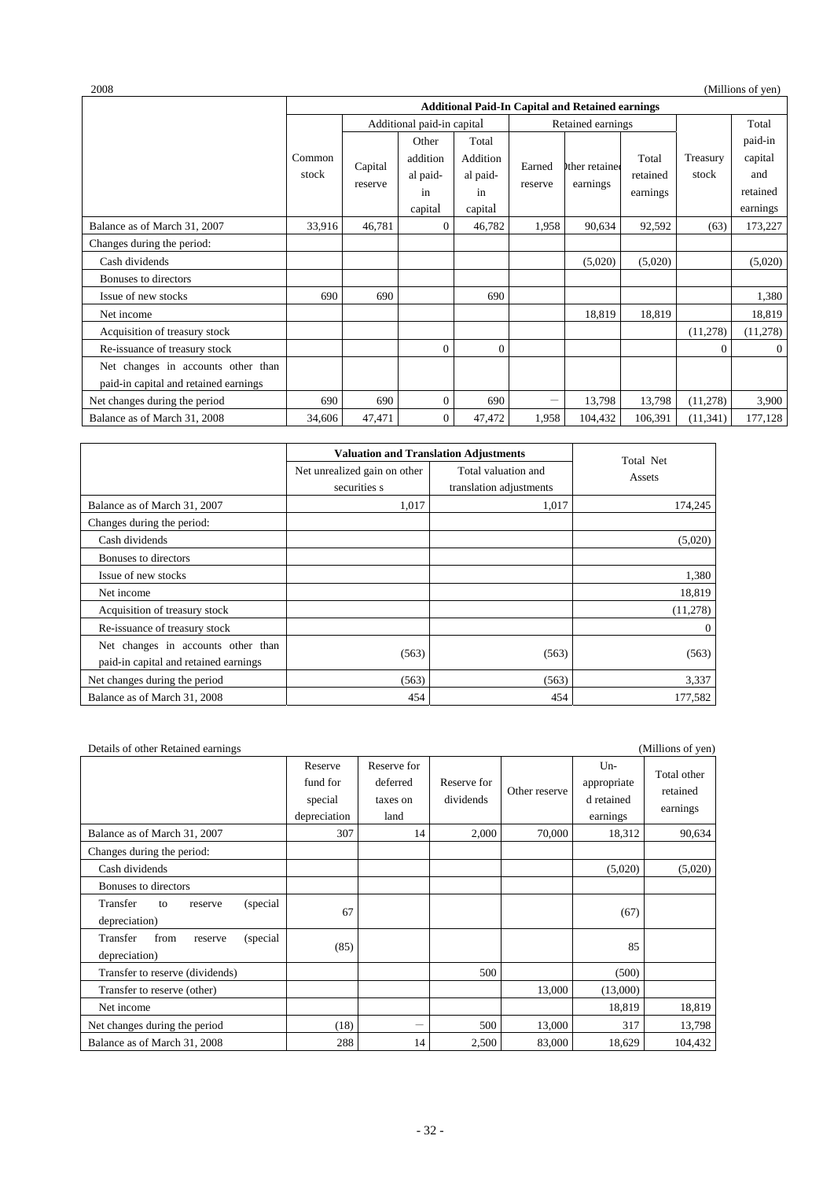2008 (Millions of yen)

| | Additional Paid-In Capital and Retained earnings | | | | | | | | |
|---|---|---|---|---|---|---|---|---|---|
| | | Additional paid-in capital | | | Retained earnings | | | | |
| | Common stock | Capital reserve | Other additional paid-in capital | Total Additional paid-in capital | Earned reserve | Other retained earnings | Total retained earnings | Treasury stock | Total paid-in capital and retained earnings |
| Balance as of March 31, 2007 | 33,916 | 46,781 | 0 | 46,782 | 1,958 | 90,634 | 92,592 | (63) | 173,227 |
| Changes during the period: | | | | | | | | | |
| Cash dividends | | | | | | (5,020) | (5,020) | | (5,020) |
| Bonuses to directors | | | | | | | | | |
| Issue of new stocks | 690 | 690 | | 690 | | | | | 1,380 |
| Net income | | | | | | 18,819 | 18,819 | | 18,819 |
| Acquisition of treasury stock | | | | | | | | (11,278) | (11,278) |
| Re-issuance of treasury stock | | | 0 | 0 | | | | 0 | 0 |
| Net changes in accounts other than paid-in capital and retained earnings | | | | | | | | | |
| Net changes during the period | 690 | 690 | 0 | 690 | － | 13,798 | 13,798 | (11,278) | 3,900 |
| Balance as of March 31, 2008 | 34,606 | 47,471 | 0 | 47,472 | 1,958 | 104,432 | 106,391 | (11,341) | 177,128 |

| | Valuation and Translation Adjustments | | Total Net Assets |
|---|---|---|---|
| | Net unrealized gain on other securities s | Total valuation and translation adjustments | |
| Balance as of March 31, 2007 | 1,017 | 1,017 | 174,245 |
| Changes during the period: | | | |
| Cash dividends | | | (5,020) |
| Bonuses to directors | | | |
| Issue of new stocks | | | 1,380 |
| Net income | | | 18,819 |
| Acquisition of treasury stock | | | (11,278) |
| Re-issuance of treasury stock | | | 0 |
| Net changes in accounts other than paid-in capital and retained earnings | (563) | (563) | (563) |
| Net changes during the period | (563) | (563) | 3,337 |
| Balance as of March 31, 2008 | 454 | 454 | 177,582 |

Details of other Retained earnings (Millions of yen)

| | Reserve fund for special depreciation | Reserve for deferred taxes on land | Reserve for dividends | Other reserve | Un-appropriated retained earnings | Total other retained earnings |
|---|---|---|---|---|---|---|
| Balance as of March 31, 2007 | 307 | 14 | 2,000 | 70,000 | 18,312 | 90,634 |
| Changes during the period: | | | | | | |
| Cash dividends | | | | | (5,020) | (5,020) |
| Bonuses to directors | | | | | | |
| Transfer to reserve (special depreciation) | 67 | | | | (67) | |
| Transfer from reserve (special depreciation) | (85) | | | | 85 | |
| Transfer to reserve (dividends) | | | 500 | | (500) | |
| Transfer to reserve (other) | | | | 13,000 | (13,000) | |
| Net income | | | | | 18,819 | 18,819 |
| Net changes during the period | (18) | － | 500 | 13,000 | 317 | 13,798 |
| Balance as of March 31, 2008 | 288 | 14 | 2,500 | 83,000 | 18,629 | 104,432 |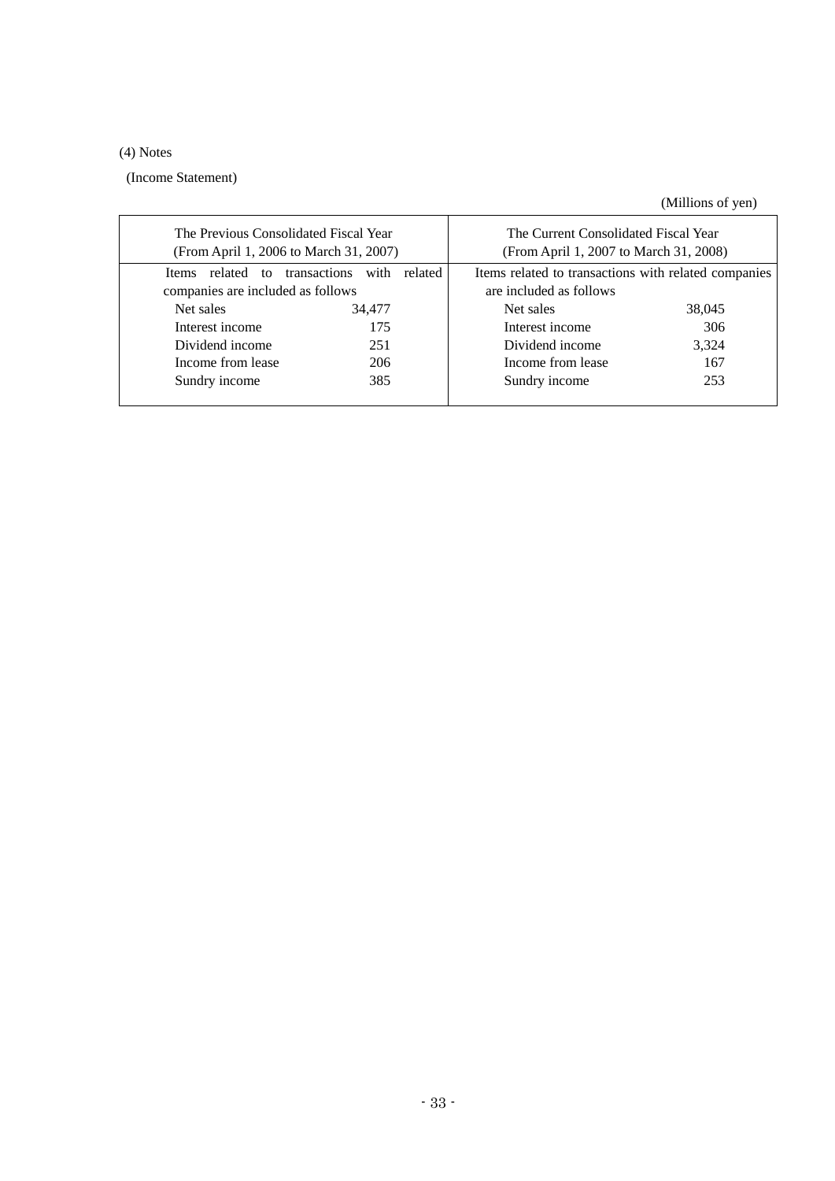(4) Notes

(Income Statement)

(Millions of yen)

| The Previous Consolidated Fiscal Year (From April 1, 2006 to March 31, 2007) | | The Current Consolidated Fiscal Year (From April 1, 2007 to March 31, 2008) | |
|---|---|---|---|
| Items related to transactions with related companies are included as follows | | Items related to transactions with related companies are included as follows | |
| Net sales | 34,477 | Net sales | 38,045 |
| Interest income | 175 | Interest income | 306 |
| Dividend income | 251 | Dividend income | 3,324 |
| Income from lease | 206 | Income from lease | 167 |
| Sundry income | 385 | Sundry income | 253 |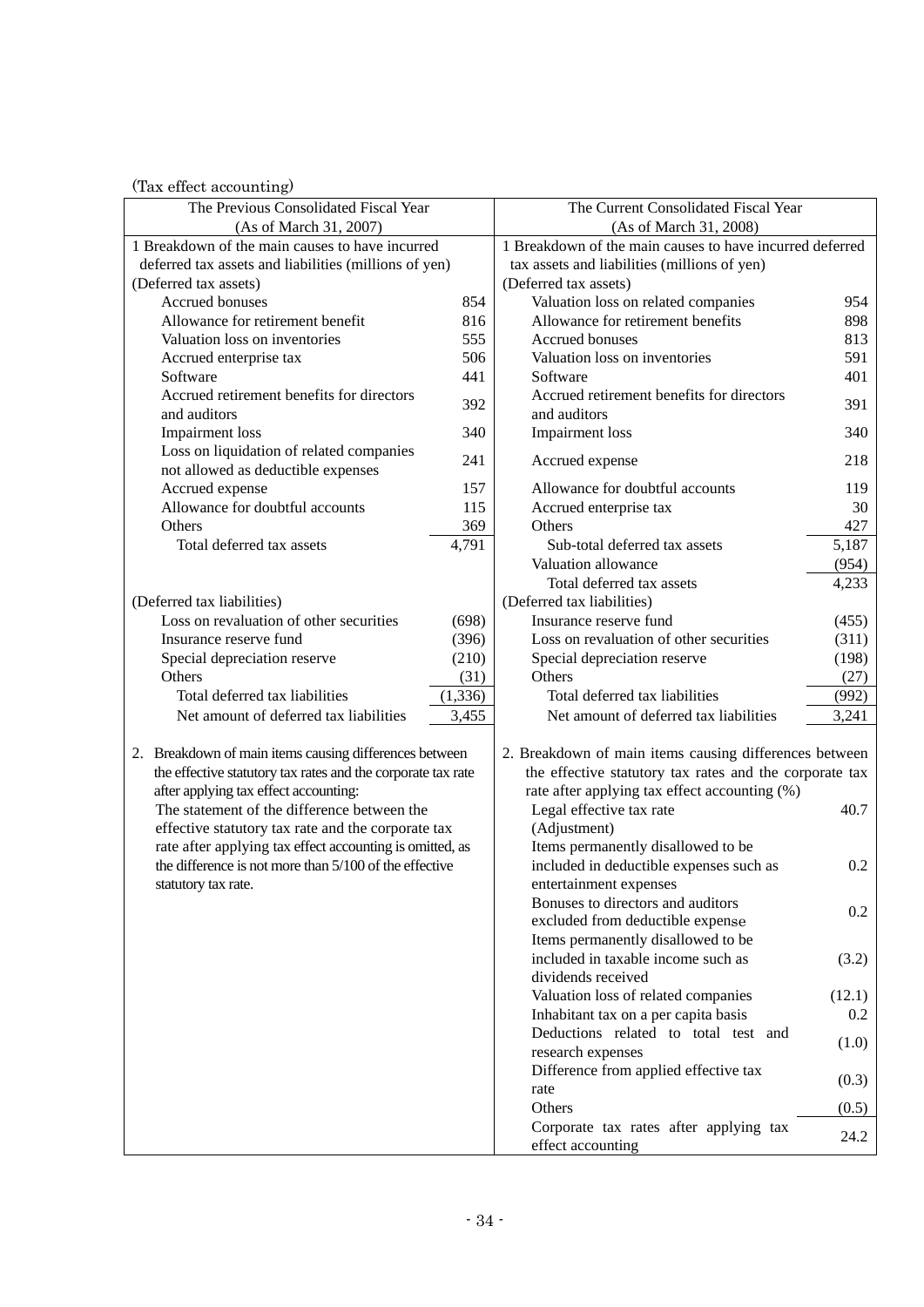(Tax effect accounting)

| The Previous Consolidated Fiscal Year (As of March 31, 2007) | | The Current Consolidated Fiscal Year (As of March 31, 2008) | |
|---|---|---|---|
| 1 Breakdown of the main causes to have incurred deferred tax assets and liabilities (millions of yen) | | 1 Breakdown of the main causes to have incurred deferred tax assets and liabilities (millions of yen) | |
| (Deferred tax assets) | | (Deferred tax assets) | |
| Accrued bonuses | 854 | Valuation loss on related companies | 954 |
| Allowance for retirement benefit | 816 | Allowance for retirement benefits | 898 |
| Valuation loss on inventories | 555 | Accrued bonuses | 813 |
| Accrued enterprise tax | 506 | Valuation loss on inventories | 591 |
| Software | 441 | Software | 401 |
| Accrued retirement benefits for directors and auditors | 392 | Accrued retirement benefits for directors and auditors | 391 |
| Impairment loss | 340 | Impairment loss | 340 |
| Loss on liquidation of related companies not allowed as deductible expenses | 241 | Accrued expense | 218 |
| Accrued expense | 157 | Allowance for doubtful accounts | 119 |
| Allowance for doubtful accounts | 115 | Accrued enterprise tax | 30 |
| Others | 369 | Others | 427 |
| Total deferred tax assets | 4,791 | Sub-total deferred tax assets | 5,187 |
| | | Valuation allowance | (954) |
| | | Total deferred tax assets | 4,233 |
| (Deferred tax liabilities) | | (Deferred tax liabilities) | |
| Loss on revaluation of other securities | (698) | Insurance reserve fund | (455) |
| Insurance reserve fund | (396) | Loss on revaluation of other securities | (311) |
| Special depreciation reserve | (210) | Special depreciation reserve | (198) |
| Others | (31) | Others | (27) |
| Total deferred tax liabilities | (1,336) | Total deferred tax liabilities | (992) |
| Net amount of deferred tax liabilities | 3,455 | Net amount of deferred tax liabilities | 3,241 |
| 2. Breakdown of main items causing differences between the effective statutory tax rates and the corporate tax rate after applying tax effect accounting: | | 2. Breakdown of main items causing differences between the effective statutory tax rates and the corporate tax rate after applying tax effect accounting (%) | |
| The statement of the difference between the effective statutory tax rate and the corporate tax rate after applying tax effect accounting is omitted, as the difference is not more than 5/100 of the effective statutory tax rate. | | Legal effective tax rate | 40.7 |
| | | (Adjustment) | |
| | | Items permanently disallowed to be included in deductible expenses such as entertainment expenses | 0.2 |
| | | Bonuses to directors and auditors excluded from deductible expense | 0.2 |
| | | Items permanently disallowed to be included in taxable income such as dividends received | (3.2) |
| | | Valuation loss of related companies | (12.1) |
| | | Inhabitant tax on a per capita basis | 0.2 |
| | | Deductions related to total test and research expenses | (1.0) |
| | | Difference from applied effective tax rate | (0.3) |
| | | Others | (0.5) |
| | | Corporate tax rates after applying tax effect accounting | 24.2 |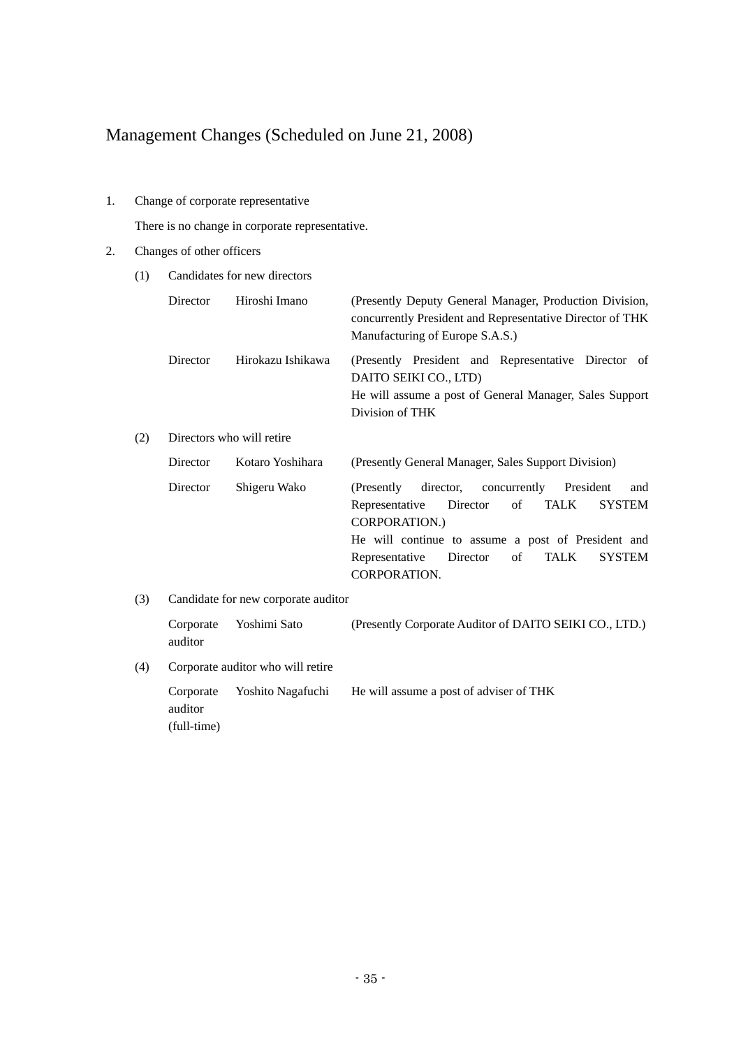# Management Changes (Scheduled on June 21, 2008)

1. Change of corporate representative

   There is no change in corporate representative.

2. Changes of other officers

   (1) Candidates for new directors

| | | |
|---|---|---|
| Director | Hiroshi Imano | (Presently Deputy General Manager, Production Division, concurrently President and Representative Director of THK Manufacturing of Europe S.A.S.) |
| Director | Hirokazu Ishikawa | (Presently President and Representative Director of DAITO SEIKI CO., LTD)<br>He will assume a post of General Manager, Sales Support Division of THK |

   (2) Directors who will retire

| | | |
|---|---|---|
| Director | Kotaro Yoshihara | (Presently General Manager, Sales Support Division) |
| Director | Shigeru Wako | (Presently director, concurrently President and Representative Director of TALK SYSTEM CORPORATION.)<br>He will continue to assume a post of President and Representative Director of TALK SYSTEM CORPORATION. |

   (3) Candidate for new corporate auditor

| | | |
|---|---|---|
| Corporate auditor | Yoshimi Sato | (Presently Corporate Auditor of DAITO SEIKI CO., LTD.) |

   (4) Corporate auditor who will retire

| | | |
|---|---|---|
| Corporate auditor (full-time) | Yoshito Nagafuchi | He will assume a post of adviser of THK |